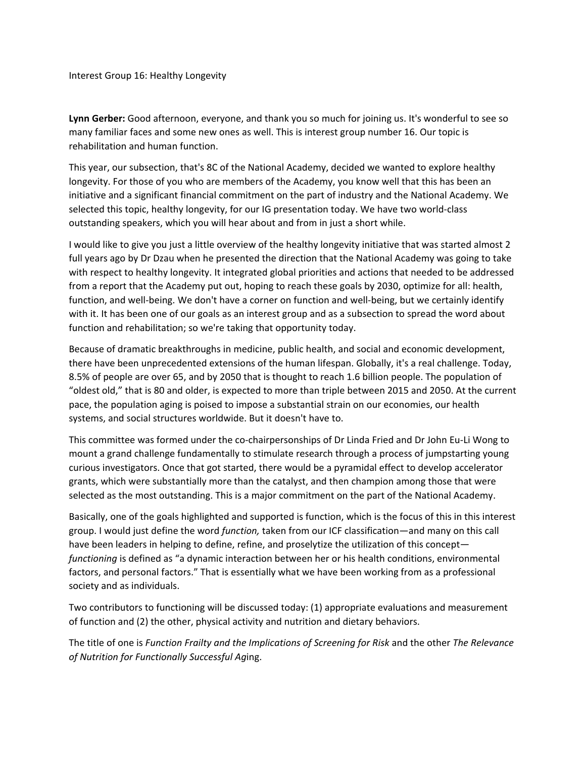Interest Group 16: Healthy Longevity

**Lynn Gerber:** Good afternoon, everyone, and thank you so much for joining us. It's wonderful to see so many familiar faces and some new ones as well. This is interest group number 16. Our topic is rehabilitation and human function.

This year, our subsection, that's 8C of the National Academy, decided we wanted to explore healthy longevity. For those of you who are members of the Academy, you know well that this has been an initiative and a significant financial commitment on the part of industry and the National Academy. We selected this topic, healthy longevity, for our IG presentation today. We have two world-class outstanding speakers, which you will hear about and from in just a short while.

I would like to give you just a little overview of the healthy longevity initiative that was started almost 2 full years ago by Dr Dzau when he presented the direction that the National Academy was going to take with respect to healthy longevity. It integrated global priorities and actions that needed to be addressed from a report that the Academy put out, hoping to reach these goals by 2030, optimize for all: health, function, and well-being. We don't have a corner on function and well-being, but we certainly identify with it. It has been one of our goals as an interest group and as a subsection to spread the word about function and rehabilitation; so we're taking that opportunity today.

Because of dramatic breakthroughs in medicine, public health, and social and economic development, there have been unprecedented extensions of the human lifespan. Globally, it's a real challenge. Today, 8.5% of people are over 65, and by 2050 that is thought to reach 1.6 billion people. The population of "oldest old," that is 80 and older, is expected to more than triple between 2015 and 2050. At the current pace, the population aging is poised to impose a substantial strain on our economies, our health systems, and social structures worldwide. But it doesn't have to.

This committee was formed under the co-chairpersonships of Dr Linda Fried and Dr John Eu-Li Wong to mount a grand challenge fundamentally to stimulate research through a process of jumpstarting young curious investigators. Once that got started, there would be a pyramidal effect to develop accelerator grants, which were substantially more than the catalyst, and then champion among those that were selected as the most outstanding. This is a major commitment on the part of the National Academy.

Basically, one of the goals highlighted and supported is function, which is the focus of this in this interest group. I would just define the word *function,* taken from our ICF classification—and many on this call have been leaders in helping to define, refine, and proselytize the utilization of this concept—*functioning* is defined as "a dynamic interaction between her or his health conditions, environmental factors, and personal factors." That is essentially what we have been working from as a professional society and as individuals.

Two contributors to functioning will be discussed today: (1) appropriate evaluations and measurement of function and (2) the other, physical activity and nutrition and dietary behaviors.

The title of one is *Function Frailty and the Implications of Screening for Risk* and the other *The Relevance of Nutrition for Functionally Successful Ag*ing.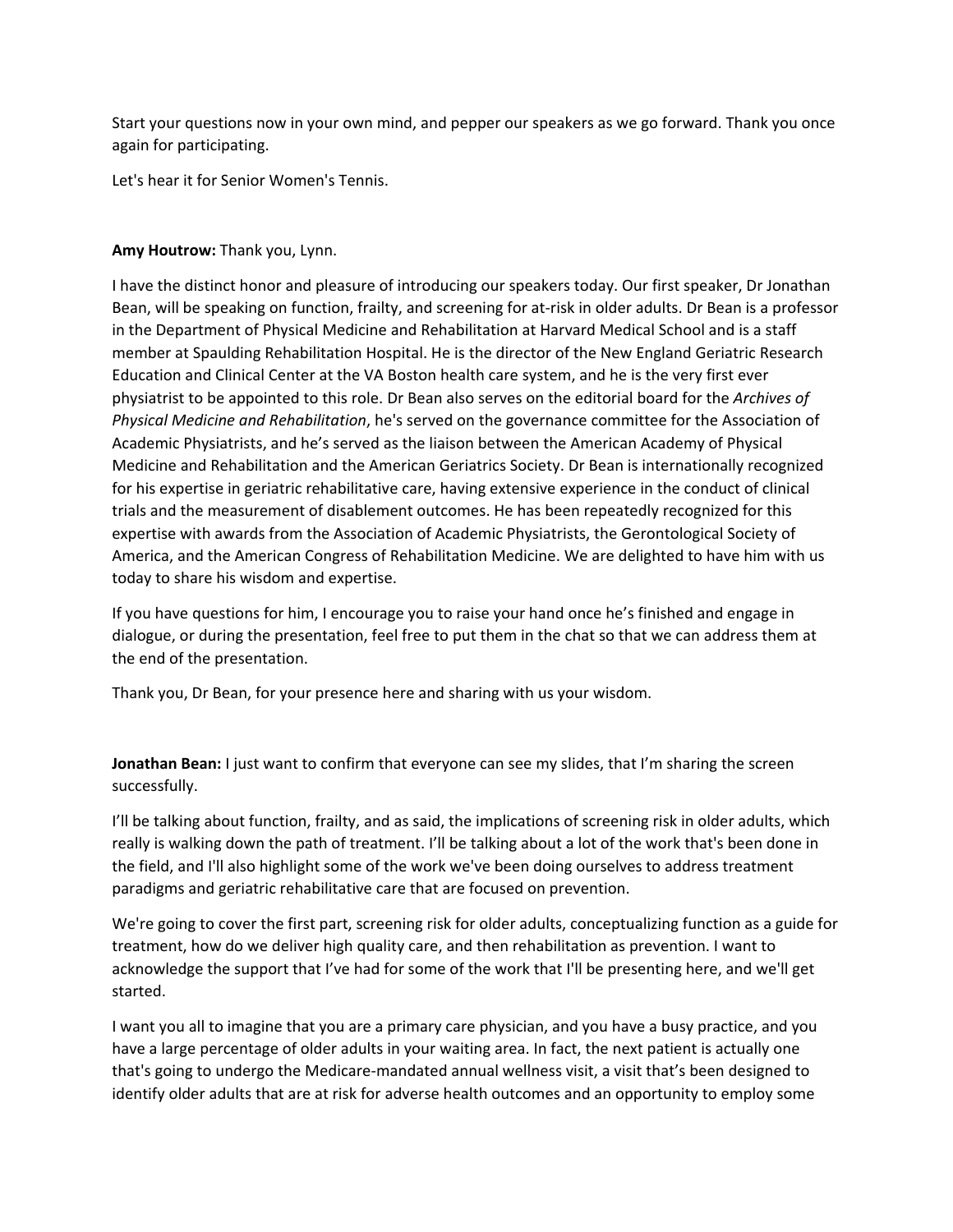Start your questions now in your own mind, and pepper our speakers as we go forward. Thank you once again for participating.

Let's hear it for Senior Women's Tennis.

**Amy Houtrow:** Thank you, Lynn.

I have the distinct honor and pleasure of introducing our speakers today. Our first speaker, Dr Jonathan Bean, will be speaking on function, frailty, and screening for at-risk in older adults. Dr Bean is a professor in the Department of Physical Medicine and Rehabilitation at Harvard Medical School and is a staff member at Spaulding Rehabilitation Hospital. He is the director of the New England Geriatric Research Education and Clinical Center at the VA Boston health care system, and he is the very first ever physiatrist to be appointed to this role. Dr Bean also serves on the editorial board for the *Archives of Physical Medicine and Rehabilitation*, he's served on the governance committee for the Association of Academic Physiatrists, and he's served as the liaison between the American Academy of Physical Medicine and Rehabilitation and the American Geriatrics Society. Dr Bean is internationally recognized for his expertise in geriatric rehabilitative care, having extensive experience in the conduct of clinical trials and the measurement of disablement outcomes. He has been repeatedly recognized for this expertise with awards from the Association of Academic Physiatrists, the Gerontological Society of America, and the American Congress of Rehabilitation Medicine. We are delighted to have him with us today to share his wisdom and expertise.

If you have questions for him, I encourage you to raise your hand once he's finished and engage in dialogue, or during the presentation, feel free to put them in the chat so that we can address them at the end of the presentation.

Thank you, Dr Bean, for your presence here and sharing with us your wisdom.

**Jonathan Bean:** I just want to confirm that everyone can see my slides, that I'm sharing the screen successfully.

I'll be talking about function, frailty, and as said, the implications of screening risk in older adults, which really is walking down the path of treatment. I'll be talking about a lot of the work that's been done in the field, and I'll also highlight some of the work we've been doing ourselves to address treatment paradigms and geriatric rehabilitative care that are focused on prevention.

We're going to cover the first part, screening risk for older adults, conceptualizing function as a guide for treatment, how do we deliver high quality care, and then rehabilitation as prevention. I want to acknowledge the support that I've had for some of the work that I'll be presenting here, and we'll get started.

I want you all to imagine that you are a primary care physician, and you have a busy practice, and you have a large percentage of older adults in your waiting area. In fact, the next patient is actually one that's going to undergo the Medicare-mandated annual wellness visit, a visit that's been designed to identify older adults that are at risk for adverse health outcomes and an opportunity to employ some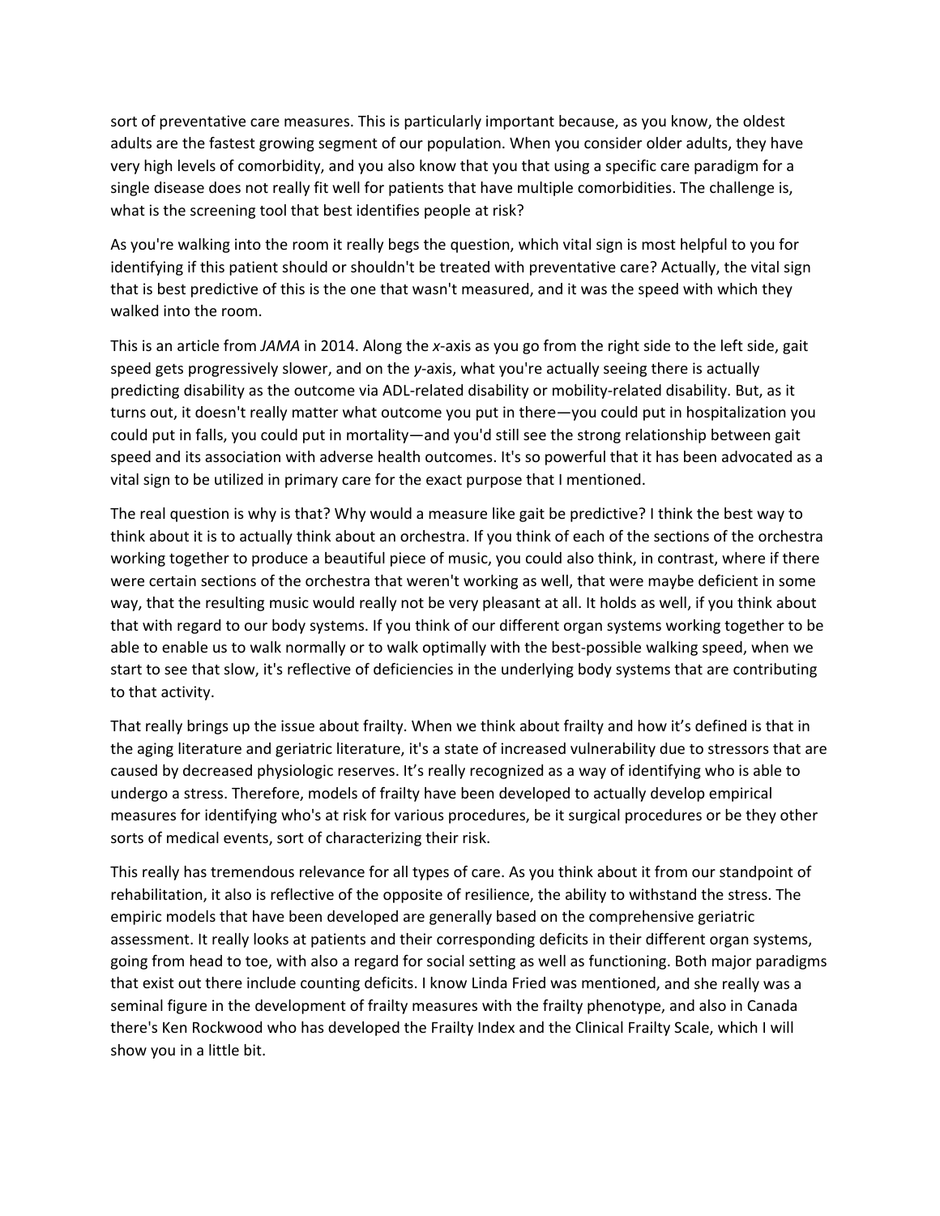sort of preventative care measures. This is particularly important because, as you know, the oldest adults are the fastest growing segment of our population. When you consider older adults, they have very high levels of comorbidity, and you also know that you that using a specific care paradigm for a single disease does not really fit well for patients that have multiple comorbidities. The challenge is, what is the screening tool that best identifies people at risk?

As you're walking into the room it really begs the question, which vital sign is most helpful to you for identifying if this patient should or shouldn't be treated with preventative care? Actually, the vital sign that is best predictive of this is the one that wasn't measured, and it was the speed with which they walked into the room.

This is an article from *JAMA* in 2014. Along the *x*-axis as you go from the right side to the left side, gait speed gets progressively slower, and on the *y*-axis, what you're actually seeing there is actually predicting disability as the outcome via ADL-related disability or mobility-related disability. But, as it turns out, it doesn't really matter what outcome you put in there—you could put in hospitalization you could put in falls, you could put in mortality—and you'd still see the strong relationship between gait speed and its association with adverse health outcomes. It's so powerful that it has been advocated as a vital sign to be utilized in primary care for the exact purpose that I mentioned.

The real question is why is that? Why would a measure like gait be predictive? I think the best way to think about it is to actually think about an orchestra. If you think of each of the sections of the orchestra working together to produce a beautiful piece of music, you could also think, in contrast, where if there were certain sections of the orchestra that weren't working as well, that were maybe deficient in some way, that the resulting music would really not be very pleasant at all. It holds as well, if you think about that with regard to our body systems. If you think of our different organ systems working together to be able to enable us to walk normally or to walk optimally with the best-possible walking speed, when we start to see that slow, it's reflective of deficiencies in the underlying body systems that are contributing to that activity.

That really brings up the issue about frailty. When we think about frailty and how it's defined is that in the aging literature and geriatric literature, it's a state of increased vulnerability due to stressors that are caused by decreased physiologic reserves. It's really recognized as a way of identifying who is able to undergo a stress. Therefore, models of frailty have been developed to actually develop empirical measures for identifying who's at risk for various procedures, be it surgical procedures or be they other sorts of medical events, sort of characterizing their risk.

This really has tremendous relevance for all types of care. As you think about it from our standpoint of rehabilitation, it also is reflective of the opposite of resilience, the ability to withstand the stress. The empiric models that have been developed are generally based on the comprehensive geriatric assessment. It really looks at patients and their corresponding deficits in their different organ systems, going from head to toe, with also a regard for social setting as well as functioning. Both major paradigms that exist out there include counting deficits. I know Linda Fried was mentioned, and she really was a seminal figure in the development of frailty measures with the frailty phenotype, and also in Canada there's Ken Rockwood who has developed the Frailty Index and the Clinical Frailty Scale, which I will show you in a little bit.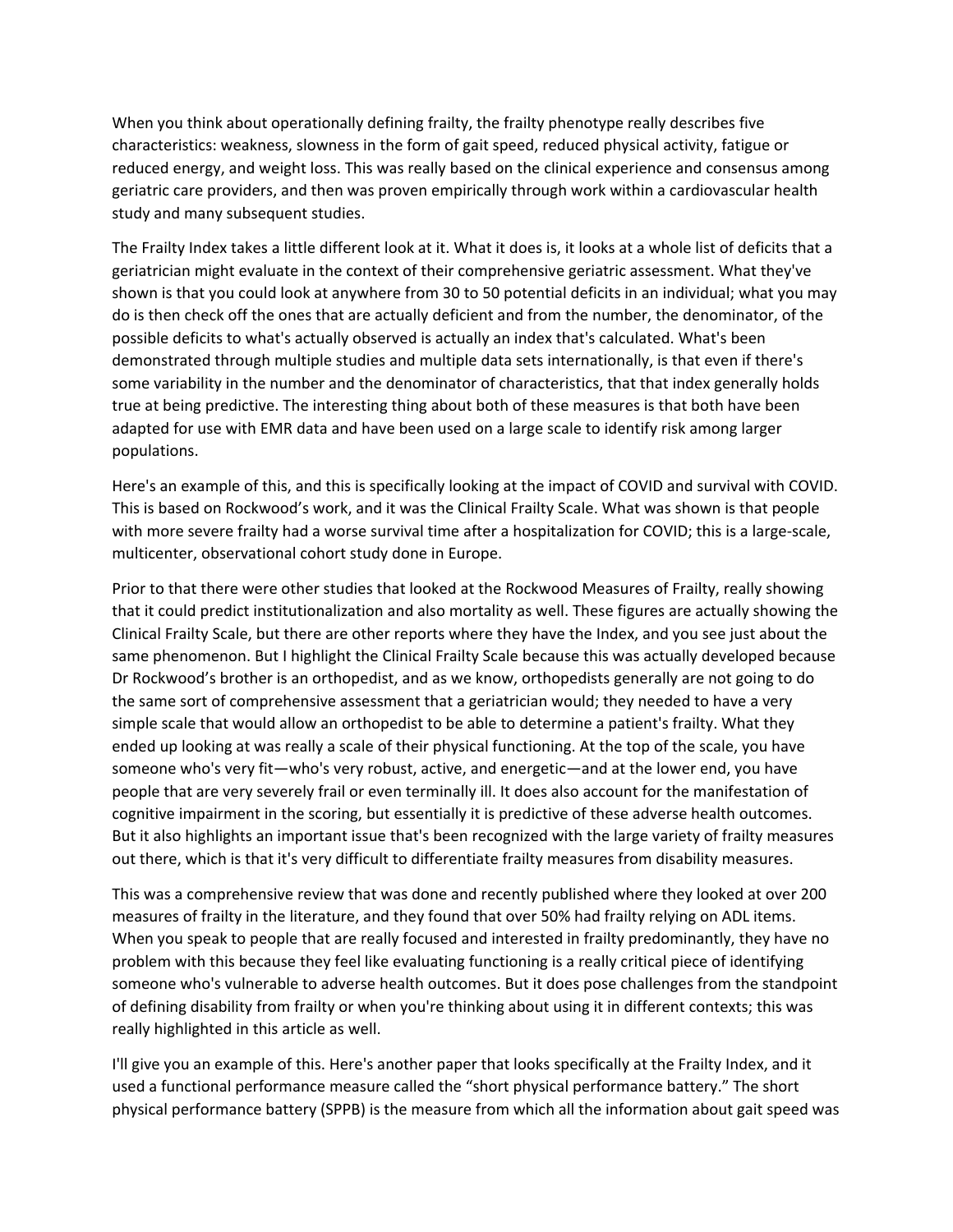When you think about operationally defining frailty, the frailty phenotype really describes five characteristics: weakness, slowness in the form of gait speed, reduced physical activity, fatigue or reduced energy, and weight loss. This was really based on the clinical experience and consensus among geriatric care providers, and then was proven empirically through work within a cardiovascular health study and many subsequent studies.

The Frailty Index takes a little different look at it. What it does is, it looks at a whole list of deficits that a geriatrician might evaluate in the context of their comprehensive geriatric assessment. What they've shown is that you could look at anywhere from 30 to 50 potential deficits in an individual; what you may do is then check off the ones that are actually deficient and from the number, the denominator, of the possible deficits to what's actually observed is actually an index that's calculated. What's been demonstrated through multiple studies and multiple data sets internationally, is that even if there's some variability in the number and the denominator of characteristics, that that index generally holds true at being predictive. The interesting thing about both of these measures is that both have been adapted for use with EMR data and have been used on a large scale to identify risk among larger populations.

Here's an example of this, and this is specifically looking at the impact of COVID and survival with COVID. This is based on Rockwood's work, and it was the Clinical Frailty Scale. What was shown is that people with more severe frailty had a worse survival time after a hospitalization for COVID; this is a large-scale, multicenter, observational cohort study done in Europe.

Prior to that there were other studies that looked at the Rockwood Measures of Frailty, really showing that it could predict institutionalization and also mortality as well. These figures are actually showing the Clinical Frailty Scale, but there are other reports where they have the Index, and you see just about the same phenomenon. But I highlight the Clinical Frailty Scale because this was actually developed because Dr Rockwood's brother is an orthopedist, and as we know, orthopedists generally are not going to do the same sort of comprehensive assessment that a geriatrician would; they needed to have a very simple scale that would allow an orthopedist to be able to determine a patient's frailty. What they ended up looking at was really a scale of their physical functioning. At the top of the scale, you have someone who's very fit—who's very robust, active, and energetic—and at the lower end, you have people that are very severely frail or even terminally ill. It does also account for the manifestation of cognitive impairment in the scoring, but essentially it is predictive of these adverse health outcomes. But it also highlights an important issue that's been recognized with the large variety of frailty measures out there, which is that it's very difficult to differentiate frailty measures from disability measures.

This was a comprehensive review that was done and recently published where they looked at over 200 measures of frailty in the literature, and they found that over 50% had frailty relying on ADL items. When you speak to people that are really focused and interested in frailty predominantly, they have no problem with this because they feel like evaluating functioning is a really critical piece of identifying someone who's vulnerable to adverse health outcomes. But it does pose challenges from the standpoint of defining disability from frailty or when you're thinking about using it in different contexts; this was really highlighted in this article as well.

I'll give you an example of this. Here's another paper that looks specifically at the Frailty Index, and it used a functional performance measure called the "short physical performance battery." The short physical performance battery (SPPB) is the measure from which all the information about gait speed was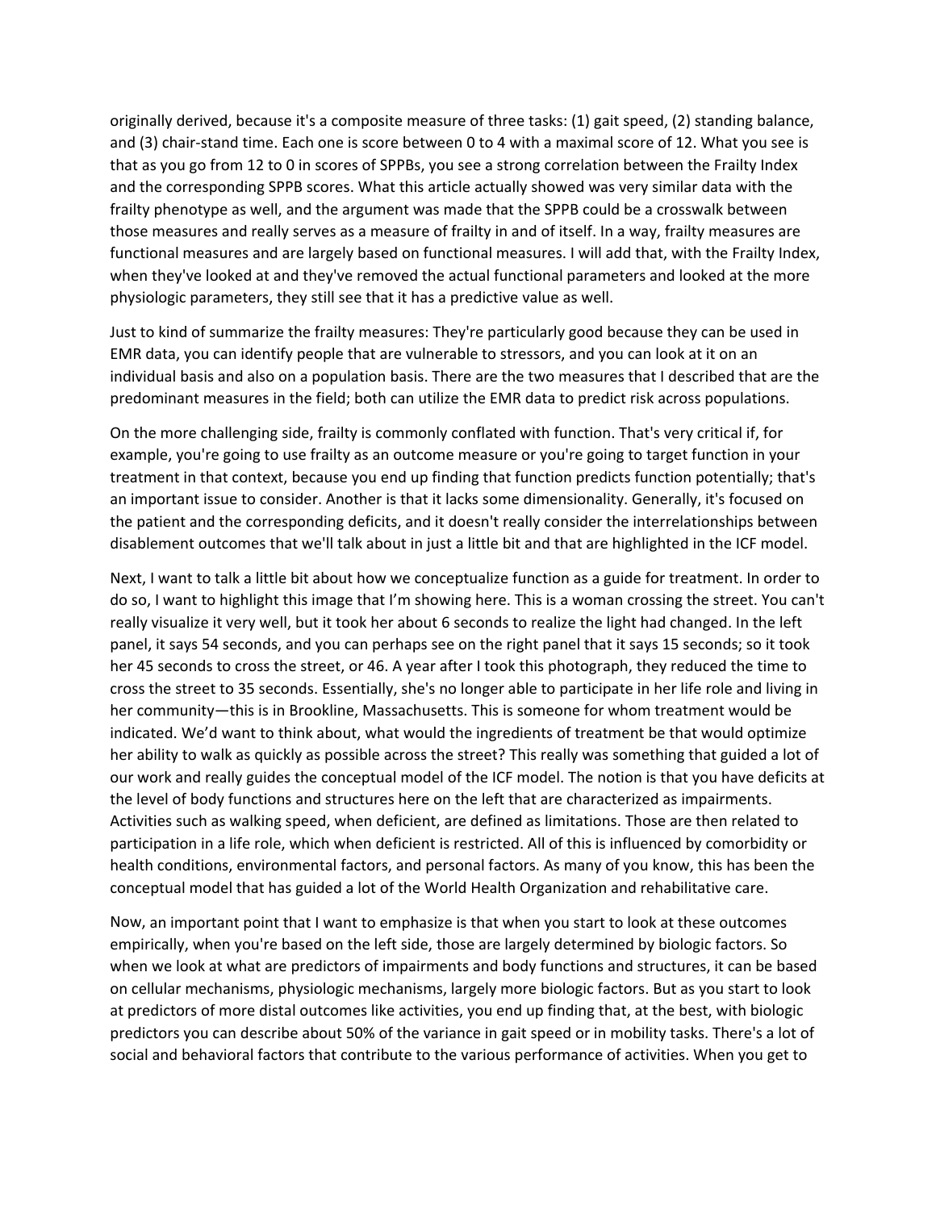originally derived, because it's a composite measure of three tasks: (1) gait speed, (2) standing balance, and (3) chair-stand time. Each one is score between 0 to 4 with a maximal score of 12. What you see is that as you go from 12 to 0 in scores of SPPBs, you see a strong correlation between the Frailty Index and the corresponding SPPB scores. What this article actually showed was very similar data with the frailty phenotype as well, and the argument was made that the SPPB could be a crosswalk between those measures and really serves as a measure of frailty in and of itself. In a way, frailty measures are functional measures and are largely based on functional measures. I will add that, with the Frailty Index, when they've looked at and they've removed the actual functional parameters and looked at the more physiologic parameters, they still see that it has a predictive value as well.

Just to kind of summarize the frailty measures: They're particularly good because they can be used in EMR data, you can identify people that are vulnerable to stressors, and you can look at it on an individual basis and also on a population basis. There are the two measures that I described that are the predominant measures in the field; both can utilize the EMR data to predict risk across populations.

On the more challenging side, frailty is commonly conflated with function. That's very critical if, for example, you're going to use frailty as an outcome measure or you're going to target function in your treatment in that context, because you end up finding that function predicts function potentially; that's an important issue to consider. Another is that it lacks some dimensionality. Generally, it's focused on the patient and the corresponding deficits, and it doesn't really consider the interrelationships between disablement outcomes that we'll talk about in just a little bit and that are highlighted in the ICF model.

Next, I want to talk a little bit about how we conceptualize function as a guide for treatment. In order to do so, I want to highlight this image that I'm showing here. This is a woman crossing the street. You can't really visualize it very well, but it took her about 6 seconds to realize the light had changed. In the left panel, it says 54 seconds, and you can perhaps see on the right panel that it says 15 seconds; so it took her 45 seconds to cross the street, or 46. A year after I took this photograph, they reduced the time to cross the street to 35 seconds. Essentially, she's no longer able to participate in her life role and living in her community—this is in Brookline, Massachusetts. This is someone for whom treatment would be indicated. We'd want to think about, what would the ingredients of treatment be that would optimize her ability to walk as quickly as possible across the street? This really was something that guided a lot of our work and really guides the conceptual model of the ICF model. The notion is that you have deficits at the level of body functions and structures here on the left that are characterized as impairments. Activities such as walking speed, when deficient, are defined as limitations. Those are then related to participation in a life role, which when deficient is restricted. All of this is influenced by comorbidity or health conditions, environmental factors, and personal factors. As many of you know, this has been the conceptual model that has guided a lot of the World Health Organization and rehabilitative care.

Now, an important point that I want to emphasize is that when you start to look at these outcomes empirically, when you're based on the left side, those are largely determined by biologic factors. So when we look at what are predictors of impairments and body functions and structures, it can be based on cellular mechanisms, physiologic mechanisms, largely more biologic factors. But as you start to look at predictors of more distal outcomes like activities, you end up finding that, at the best, with biologic predictors you can describe about 50% of the variance in gait speed or in mobility tasks. There's a lot of social and behavioral factors that contribute to the various performance of activities. When you get to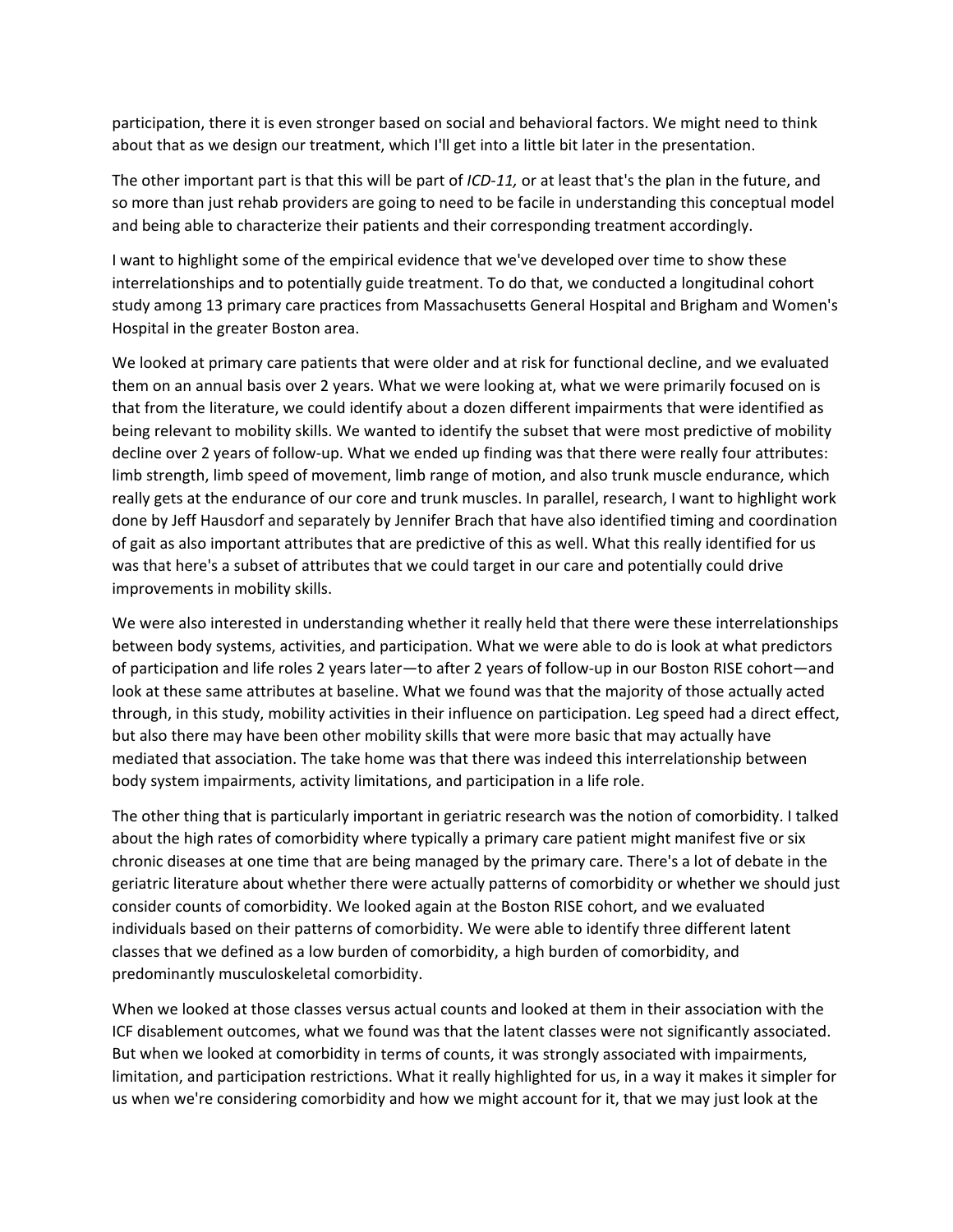participation, there it is even stronger based on social and behavioral factors. We might need to think about that as we design our treatment, which I'll get into a little bit later in the presentation.

The other important part is that this will be part of *ICD-11,* or at least that's the plan in the future, and so more than just rehab providers are going to need to be facile in understanding this conceptual model and being able to characterize their patients and their corresponding treatment accordingly.

I want to highlight some of the empirical evidence that we've developed over time to show these interrelationships and to potentially guide treatment. To do that, we conducted a longitudinal cohort study among 13 primary care practices from Massachusetts General Hospital and Brigham and Women's Hospital in the greater Boston area.

We looked at primary care patients that were older and at risk for functional decline, and we evaluated them on an annual basis over 2 years. What we were looking at, what we were primarily focused on is that from the literature, we could identify about a dozen different impairments that were identified as being relevant to mobility skills. We wanted to identify the subset that were most predictive of mobility decline over 2 years of follow-up. What we ended up finding was that there were really four attributes: limb strength, limb speed of movement, limb range of motion, and also trunk muscle endurance, which really gets at the endurance of our core and trunk muscles. In parallel, research, I want to highlight work done by Jeff Hausdorf and separately by Jennifer Brach that have also identified timing and coordination of gait as also important attributes that are predictive of this as well. What this really identified for us was that here's a subset of attributes that we could target in our care and potentially could drive improvements in mobility skills.

We were also interested in understanding whether it really held that there were these interrelationships between body systems, activities, and participation. What we were able to do is look at what predictors of participation and life roles 2 years later—to after 2 years of follow-up in our Boston RISE cohort—and look at these same attributes at baseline. What we found was that the majority of those actually acted through, in this study, mobility activities in their influence on participation. Leg speed had a direct effect, but also there may have been other mobility skills that were more basic that may actually have mediated that association. The take home was that there was indeed this interrelationship between body system impairments, activity limitations, and participation in a life role.

The other thing that is particularly important in geriatric research was the notion of comorbidity. I talked about the high rates of comorbidity where typically a primary care patient might manifest five or six chronic diseases at one time that are being managed by the primary care. There's a lot of debate in the geriatric literature about whether there were actually patterns of comorbidity or whether we should just consider counts of comorbidity. We looked again at the Boston RISE cohort, and we evaluated individuals based on their patterns of comorbidity. We were able to identify three different latent classes that we defined as a low burden of comorbidity, a high burden of comorbidity, and predominantly musculoskeletal comorbidity.

When we looked at those classes versus actual counts and looked at them in their association with the ICF disablement outcomes, what we found was that the latent classes were not significantly associated. But when we looked at comorbidity in terms of counts, it was strongly associated with impairments, limitation, and participation restrictions. What it really highlighted for us, in a way it makes it simpler for us when we're considering comorbidity and how we might account for it, that we may just look at the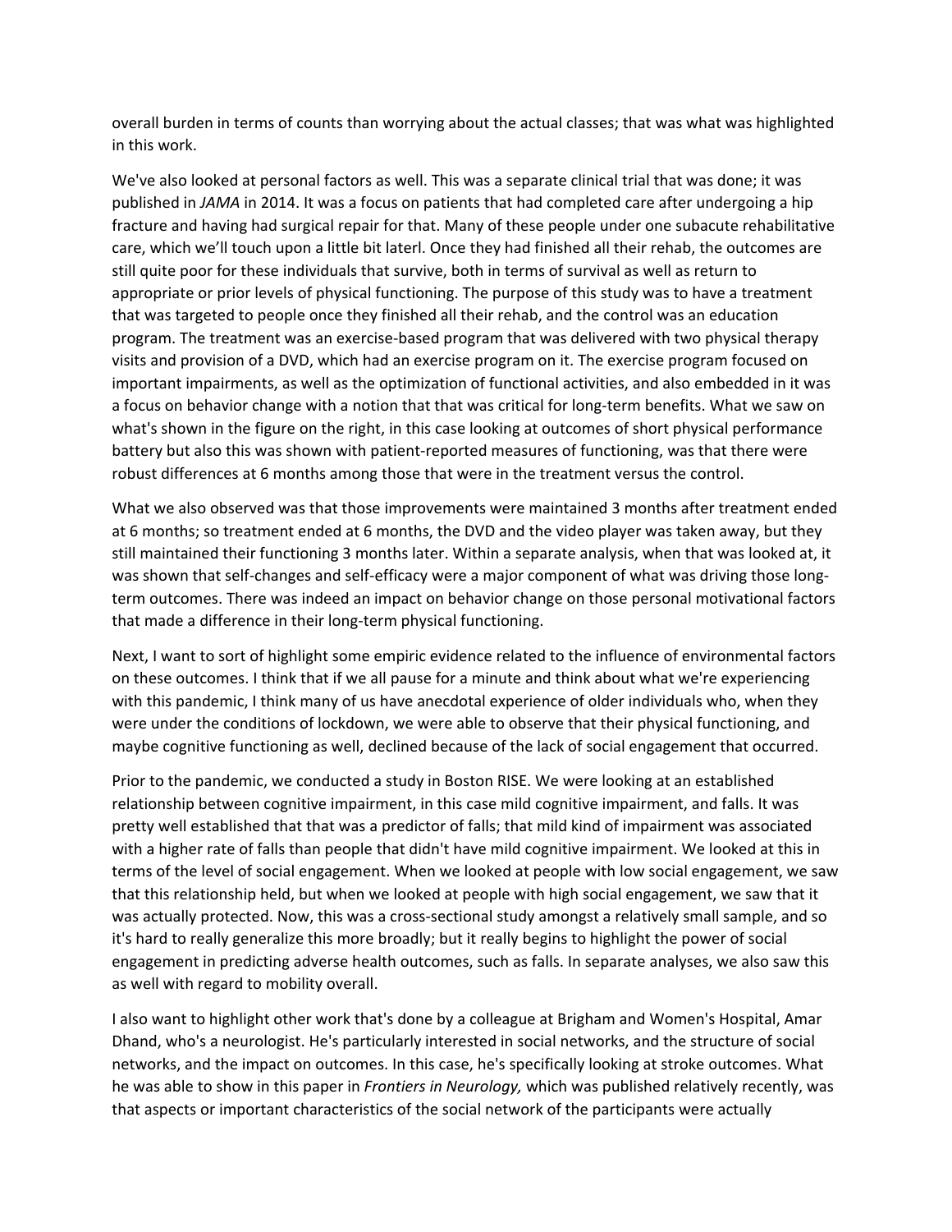overall burden in terms of counts than worrying about the actual classes; that was what was highlighted in this work.

We've also looked at personal factors as well. This was a separate clinical trial that was done; it was published in *JAMA* in 2014. It was a focus on patients that had completed care after undergoing a hip fracture and having had surgical repair for that. Many of these people under one subacute rehabilitative care, which we'll touch upon a little bit laterl. Once they had finished all their rehab, the outcomes are still quite poor for these individuals that survive, both in terms of survival as well as return to appropriate or prior levels of physical functioning. The purpose of this study was to have a treatment that was targeted to people once they finished all their rehab, and the control was an education program. The treatment was an exercise-based program that was delivered with two physical therapy visits and provision of a DVD, which had an exercise program on it. The exercise program focused on important impairments, as well as the optimization of functional activities, and also embedded in it was a focus on behavior change with a notion that that was critical for long-term benefits. What we saw on what's shown in the figure on the right, in this case looking at outcomes of short physical performance battery but also this was shown with patient-reported measures of functioning, was that there were robust differences at 6 months among those that were in the treatment versus the control.

What we also observed was that those improvements were maintained 3 months after treatment ended at 6 months; so treatment ended at 6 months, the DVD and the video player was taken away, but they still maintained their functioning 3 months later. Within a separate analysis, when that was looked at, it was shown that self-changes and self-efficacy were a major component of what was driving those long-term outcomes. There was indeed an impact on behavior change on those personal motivational factors that made a difference in their long-term physical functioning.

Next, I want to sort of highlight some empiric evidence related to the influence of environmental factors on these outcomes. I think that if we all pause for a minute and think about what we're experiencing with this pandemic, I think many of us have anecdotal experience of older individuals who, when they were under the conditions of lockdown, we were able to observe that their physical functioning, and maybe cognitive functioning as well, declined because of the lack of social engagement that occurred.

Prior to the pandemic, we conducted a study in Boston RISE. We were looking at an established relationship between cognitive impairment, in this case mild cognitive impairment, and falls. It was pretty well established that that was a predictor of falls; that mild kind of impairment was associated with a higher rate of falls than people that didn't have mild cognitive impairment. We looked at this in terms of the level of social engagement. When we looked at people with low social engagement, we saw that this relationship held, but when we looked at people with high social engagement, we saw that it was actually protected. Now, this was a cross-sectional study amongst a relatively small sample, and so it's hard to really generalize this more broadly; but it really begins to highlight the power of social engagement in predicting adverse health outcomes, such as falls. In separate analyses, we also saw this as well with regard to mobility overall.

I also want to highlight other work that's done by a colleague at Brigham and Women's Hospital, Amar Dhand, who's a neurologist. He's particularly interested in social networks, and the structure of social networks, and the impact on outcomes. In this case, he's specifically looking at stroke outcomes. What he was able to show in this paper in *Frontiers in Neurology,* which was published relatively recently, was that aspects or important characteristics of the social network of the participants were actually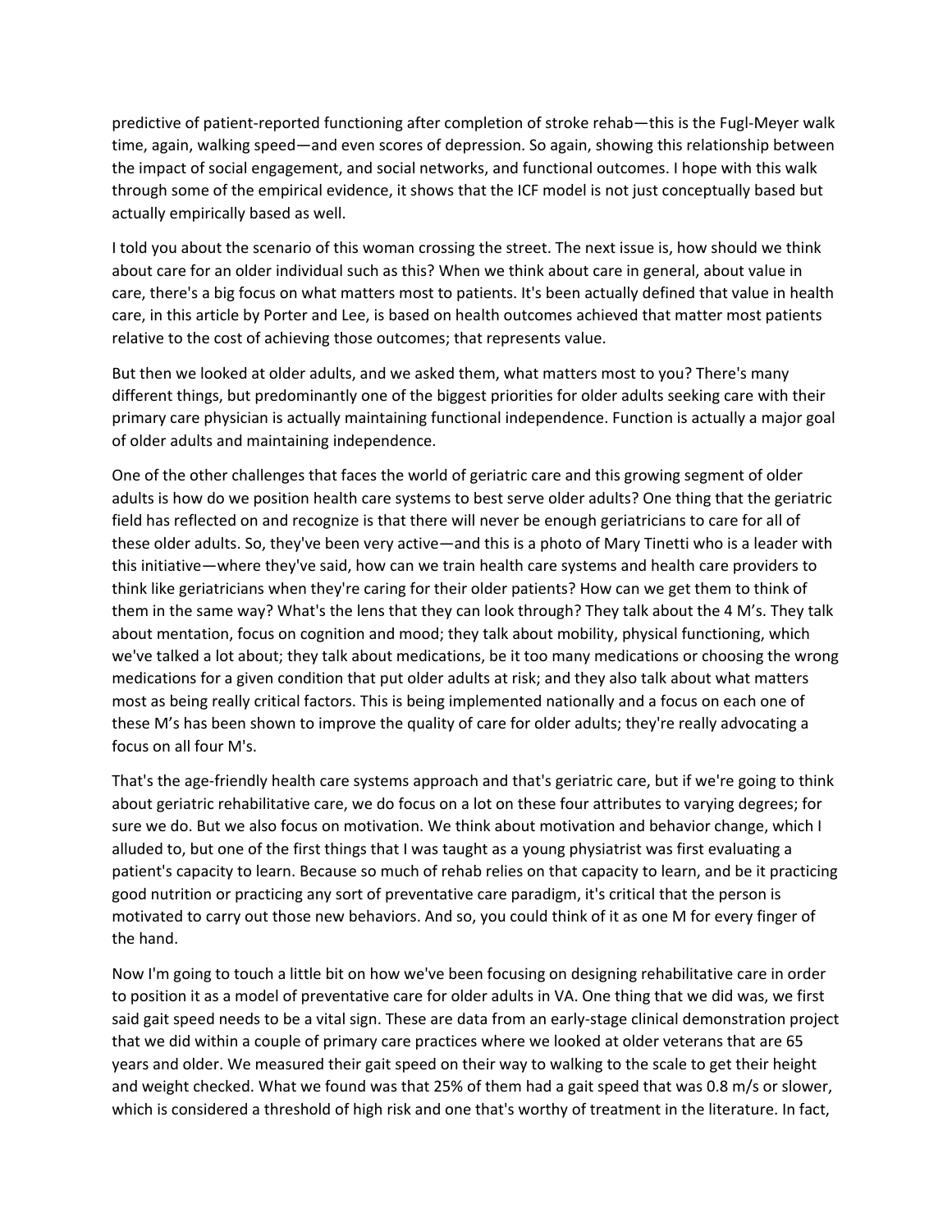predictive of patient-reported functioning after completion of stroke rehab—this is the Fugl-Meyer walk time, again, walking speed—and even scores of depression. So again, showing this relationship between the impact of social engagement, and social networks, and functional outcomes. I hope with this walk through some of the empirical evidence, it shows that the ICF model is not just conceptually based but actually empirically based as well.

I told you about the scenario of this woman crossing the street. The next issue is, how should we think about care for an older individual such as this? When we think about care in general, about value in care, there's a big focus on what matters most to patients. It's been actually defined that value in health care, in this article by Porter and Lee, is based on health outcomes achieved that matter most patients relative to the cost of achieving those outcomes; that represents value.

But then we looked at older adults, and we asked them, what matters most to you? There's many different things, but predominantly one of the biggest priorities for older adults seeking care with their primary care physician is actually maintaining functional independence. Function is actually a major goal of older adults and maintaining independence.

One of the other challenges that faces the world of geriatric care and this growing segment of older adults is how do we position health care systems to best serve older adults? One thing that the geriatric field has reflected on and recognize is that there will never be enough geriatricians to care for all of these older adults. So, they've been very active—and this is a photo of Mary Tinetti who is a leader with this initiative—where they've said, how can we train health care systems and health care providers to think like geriatricians when they're caring for their older patients? How can we get them to think of them in the same way? What's the lens that they can look through? They talk about the 4 M's. They talk about mentation, focus on cognition and mood; they talk about mobility, physical functioning, which we've talked a lot about; they talk about medications, be it too many medications or choosing the wrong medications for a given condition that put older adults at risk; and they also talk about what matters most as being really critical factors. This is being implemented nationally and a focus on each one of these M's has been shown to improve the quality of care for older adults; they're really advocating a focus on all four M's.

That's the age-friendly health care systems approach and that's geriatric care, but if we're going to think about geriatric rehabilitative care, we do focus on a lot on these four attributes to varying degrees; for sure we do. But we also focus on motivation. We think about motivation and behavior change, which I alluded to, but one of the first things that I was taught as a young physiatrist was first evaluating a patient's capacity to learn. Because so much of rehab relies on that capacity to learn, and be it practicing good nutrition or practicing any sort of preventative care paradigm, it's critical that the person is motivated to carry out those new behaviors. And so, you could think of it as one M for every finger of the hand.

Now I'm going to touch a little bit on how we've been focusing on designing rehabilitative care in order to position it as a model of preventative care for older adults in VA. One thing that we did was, we first said gait speed needs to be a vital sign. These are data from an early-stage clinical demonstration project that we did within a couple of primary care practices where we looked at older veterans that are 65 years and older. We measured their gait speed on their way to walking to the scale to get their height and weight checked. What we found was that 25% of them had a gait speed that was 0.8 m/s or slower, which is considered a threshold of high risk and one that's worthy of treatment in the literature. In fact,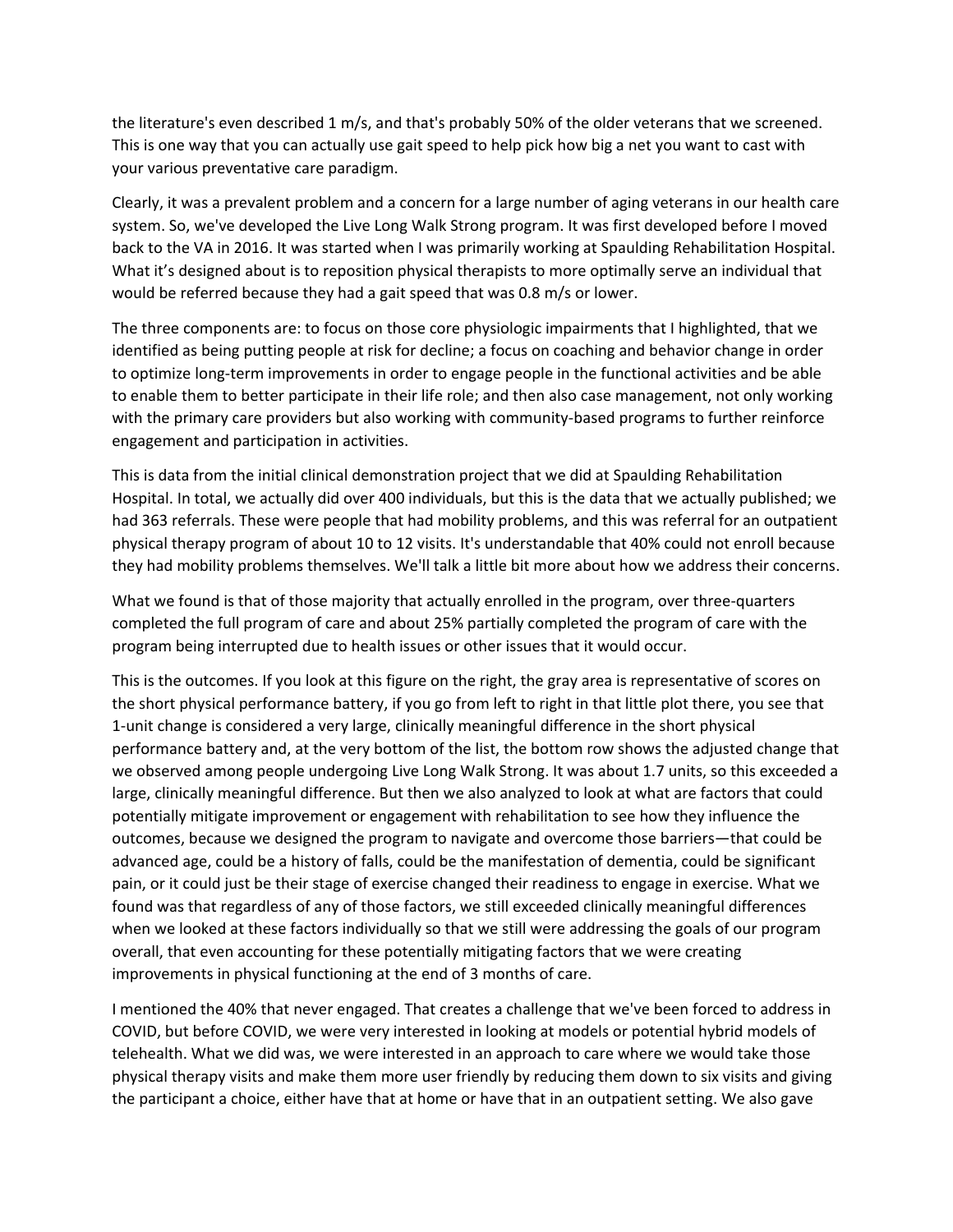the literature's even described 1 m/s, and that's probably 50% of the older veterans that we screened. This is one way that you can actually use gait speed to help pick how big a net you want to cast with your various preventative care paradigm.

Clearly, it was a prevalent problem and a concern for a large number of aging veterans in our health care system. So, we've developed the Live Long Walk Strong program. It was first developed before I moved back to the VA in 2016. It was started when I was primarily working at Spaulding Rehabilitation Hospital. What it's designed about is to reposition physical therapists to more optimally serve an individual that would be referred because they had a gait speed that was 0.8 m/s or lower.

The three components are: to focus on those core physiologic impairments that I highlighted, that we identified as being putting people at risk for decline; a focus on coaching and behavior change in order to optimize long-term improvements in order to engage people in the functional activities and be able to enable them to better participate in their life role; and then also case management, not only working with the primary care providers but also working with community-based programs to further reinforce engagement and participation in activities.

This is data from the initial clinical demonstration project that we did at Spaulding Rehabilitation Hospital. In total, we actually did over 400 individuals, but this is the data that we actually published; we had 363 referrals. These were people that had mobility problems, and this was referral for an outpatient physical therapy program of about 10 to 12 visits. It's understandable that 40% could not enroll because they had mobility problems themselves. We'll talk a little bit more about how we address their concerns.

What we found is that of those majority that actually enrolled in the program, over three-quarters completed the full program of care and about 25% partially completed the program of care with the program being interrupted due to health issues or other issues that it would occur.

This is the outcomes. If you look at this figure on the right, the gray area is representative of scores on the short physical performance battery, if you go from left to right in that little plot there, you see that 1-unit change is considered a very large, clinically meaningful difference in the short physical performance battery and, at the very bottom of the list, the bottom row shows the adjusted change that we observed among people undergoing Live Long Walk Strong. It was about 1.7 units, so this exceeded a large, clinically meaningful difference. But then we also analyzed to look at what are factors that could potentially mitigate improvement or engagement with rehabilitation to see how they influence the outcomes, because we designed the program to navigate and overcome those barriers—that could be advanced age, could be a history of falls, could be the manifestation of dementia, could be significant pain, or it could just be their stage of exercise changed their readiness to engage in exercise. What we found was that regardless of any of those factors, we still exceeded clinically meaningful differences when we looked at these factors individually so that we still were addressing the goals of our program overall, that even accounting for these potentially mitigating factors that we were creating improvements in physical functioning at the end of 3 months of care.

I mentioned the 40% that never engaged. That creates a challenge that we've been forced to address in COVID, but before COVID, we were very interested in looking at models or potential hybrid models of telehealth. What we did was, we were interested in an approach to care where we would take those physical therapy visits and make them more user friendly by reducing them down to six visits and giving the participant a choice, either have that at home or have that in an outpatient setting. We also gave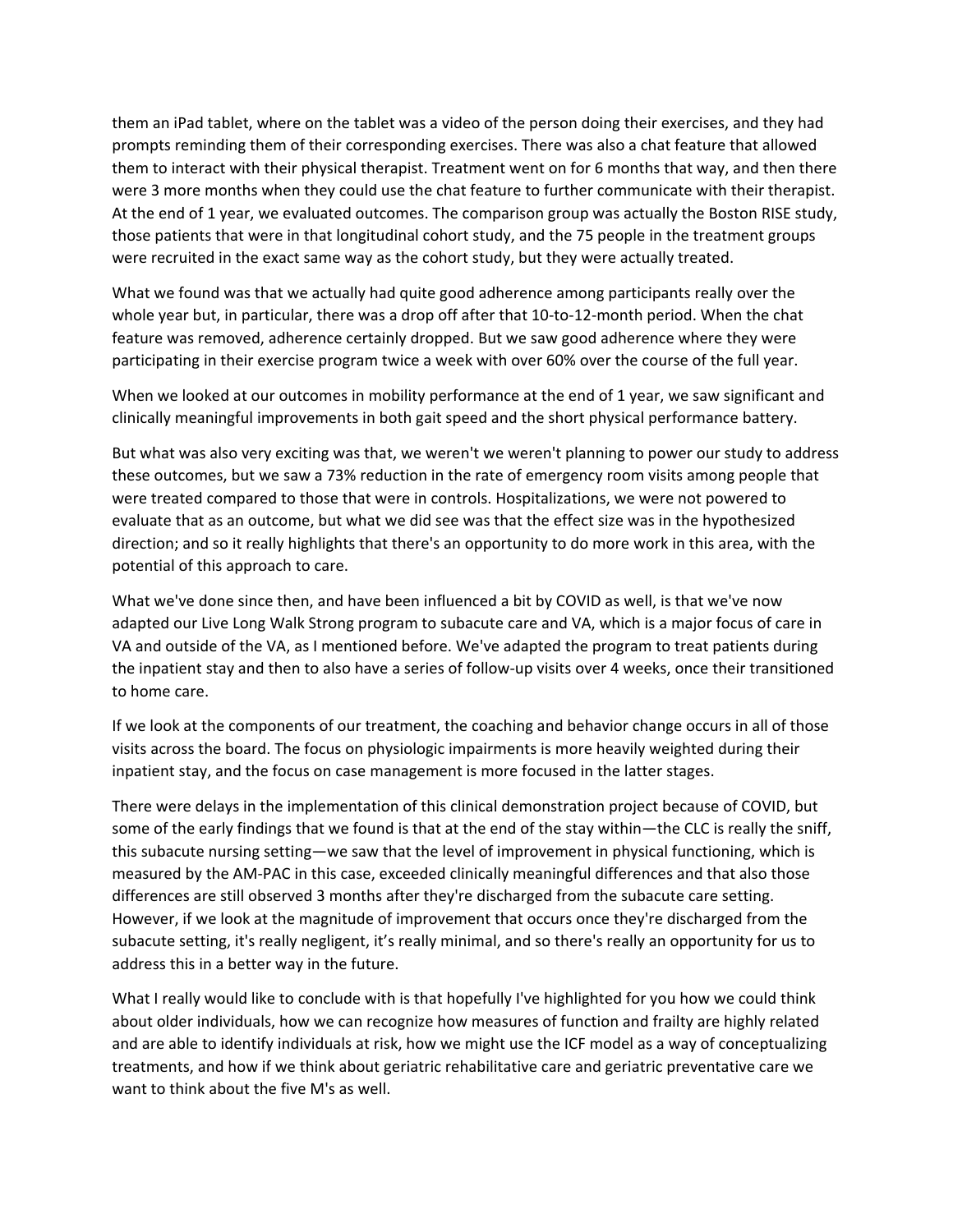them an iPad tablet, where on the tablet was a video of the person doing their exercises, and they had prompts reminding them of their corresponding exercises. There was also a chat feature that allowed them to interact with their physical therapist. Treatment went on for 6 months that way, and then there were 3 more months when they could use the chat feature to further communicate with their therapist. At the end of 1 year, we evaluated outcomes. The comparison group was actually the Boston RISE study, those patients that were in that longitudinal cohort study, and the 75 people in the treatment groups were recruited in the exact same way as the cohort study, but they were actually treated.

What we found was that we actually had quite good adherence among participants really over the whole year but, in particular, there was a drop off after that 10-to-12-month period. When the chat feature was removed, adherence certainly dropped. But we saw good adherence where they were participating in their exercise program twice a week with over 60% over the course of the full year.

When we looked at our outcomes in mobility performance at the end of 1 year, we saw significant and clinically meaningful improvements in both gait speed and the short physical performance battery.

But what was also very exciting was that, we weren't we weren't planning to power our study to address these outcomes, but we saw a 73% reduction in the rate of emergency room visits among people that were treated compared to those that were in controls. Hospitalizations, we were not powered to evaluate that as an outcome, but what we did see was that the effect size was in the hypothesized direction; and so it really highlights that there's an opportunity to do more work in this area, with the potential of this approach to care.

What we've done since then, and have been influenced a bit by COVID as well, is that we've now adapted our Live Long Walk Strong program to subacute care and VA, which is a major focus of care in VA and outside of the VA, as I mentioned before. We've adapted the program to treat patients during the inpatient stay and then to also have a series of follow-up visits over 4 weeks, once their transitioned to home care.

If we look at the components of our treatment, the coaching and behavior change occurs in all of those visits across the board. The focus on physiologic impairments is more heavily weighted during their inpatient stay, and the focus on case management is more focused in the latter stages.

There were delays in the implementation of this clinical demonstration project because of COVID, but some of the early findings that we found is that at the end of the stay within—the CLC is really the sniff, this subacute nursing setting—we saw that the level of improvement in physical functioning, which is measured by the AM-PAC in this case, exceeded clinically meaningful differences and that also those differences are still observed 3 months after they're discharged from the subacute care setting. However, if we look at the magnitude of improvement that occurs once they're discharged from the subacute setting, it's really negligent, it's really minimal, and so there's really an opportunity for us to address this in a better way in the future.

What I really would like to conclude with is that hopefully I've highlighted for you how we could think about older individuals, how we can recognize how measures of function and frailty are highly related and are able to identify individuals at risk, how we might use the ICF model as a way of conceptualizing treatments, and how if we think about geriatric rehabilitative care and geriatric preventative care we want to think about the five M's as well.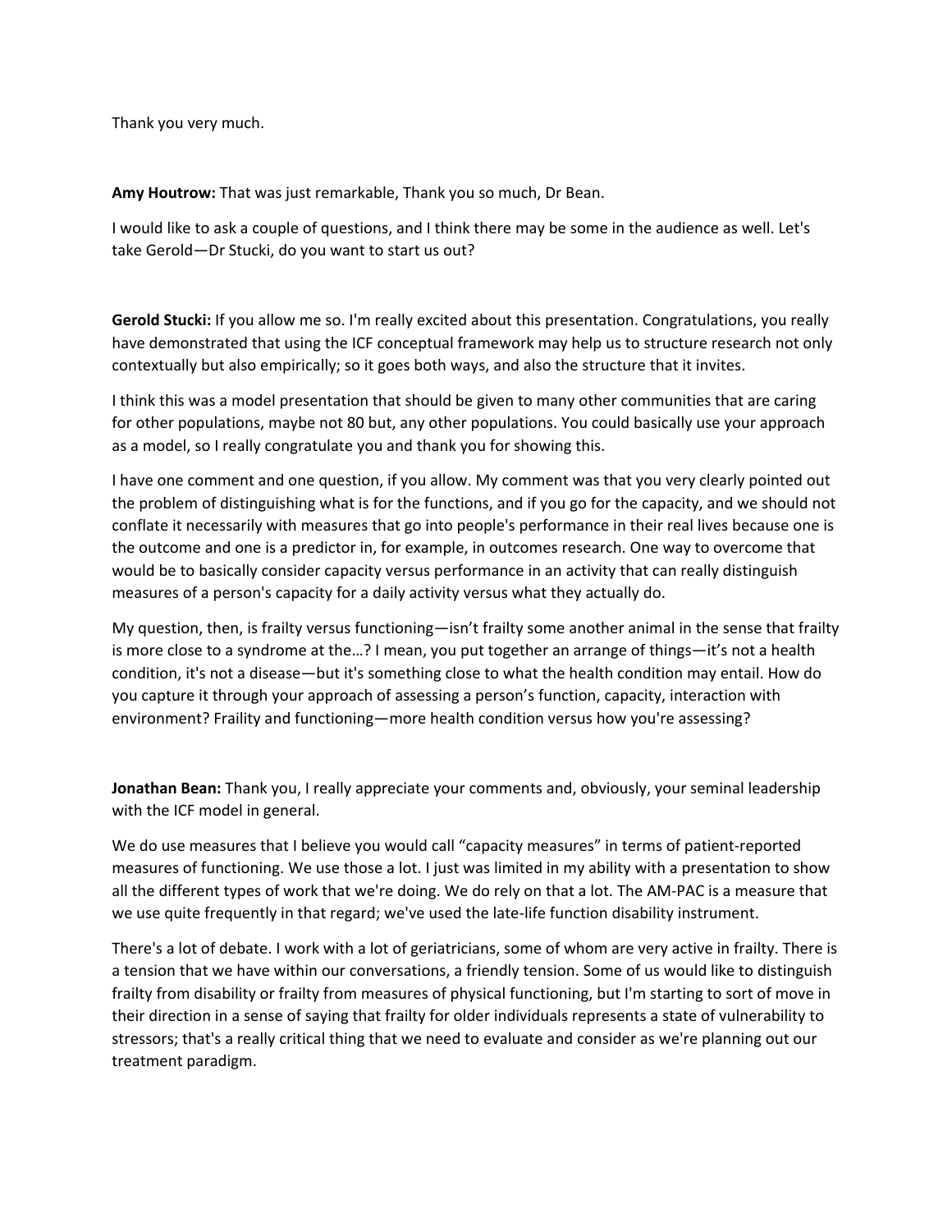Thank you very much.

**Amy Houtrow:** That was just remarkable, Thank you so much, Dr Bean.

I would like to ask a couple of questions, and I think there may be some in the audience as well. Let's take Gerold—Dr Stucki, do you want to start us out?

**Gerold Stucki:** If you allow me so. I'm really excited about this presentation. Congratulations, you really have demonstrated that using the ICF conceptual framework may help us to structure research not only contextually but also empirically; so it goes both ways, and also the structure that it invites.

I think this was a model presentation that should be given to many other communities that are caring for other populations, maybe not 80 but, any other populations. You could basically use your approach as a model, so I really congratulate you and thank you for showing this.

I have one comment and one question, if you allow. My comment was that you very clearly pointed out the problem of distinguishing what is for the functions, and if you go for the capacity, and we should not conflate it necessarily with measures that go into people's performance in their real lives because one is the outcome and one is a predictor in, for example, in outcomes research. One way to overcome that would be to basically consider capacity versus performance in an activity that can really distinguish measures of a person's capacity for a daily activity versus what they actually do.

My question, then, is frailty versus functioning—isn't frailty some another animal in the sense that frailty is more close to a syndrome at the…? I mean, you put together an arrange of things—it's not a health condition, it's not a disease—but it's something close to what the health condition may entail. How do you capture it through your approach of assessing a person's function, capacity, interaction with environment? Fraility and functioning—more health condition versus how you're assessing?

**Jonathan Bean:** Thank you, I really appreciate your comments and, obviously, your seminal leadership with the ICF model in general.

We do use measures that I believe you would call "capacity measures" in terms of patient-reported measures of functioning. We use those a lot. I just was limited in my ability with a presentation to show all the different types of work that we're doing. We do rely on that a lot. The AM-PAC is a measure that we use quite frequently in that regard; we've used the late-life function disability instrument.

There's a lot of debate. I work with a lot of geriatricians, some of whom are very active in frailty. There is a tension that we have within our conversations, a friendly tension. Some of us would like to distinguish frailty from disability or frailty from measures of physical functioning, but I'm starting to sort of move in their direction in a sense of saying that frailty for older individuals represents a state of vulnerability to stressors; that's a really critical thing that we need to evaluate and consider as we're planning out our treatment paradigm.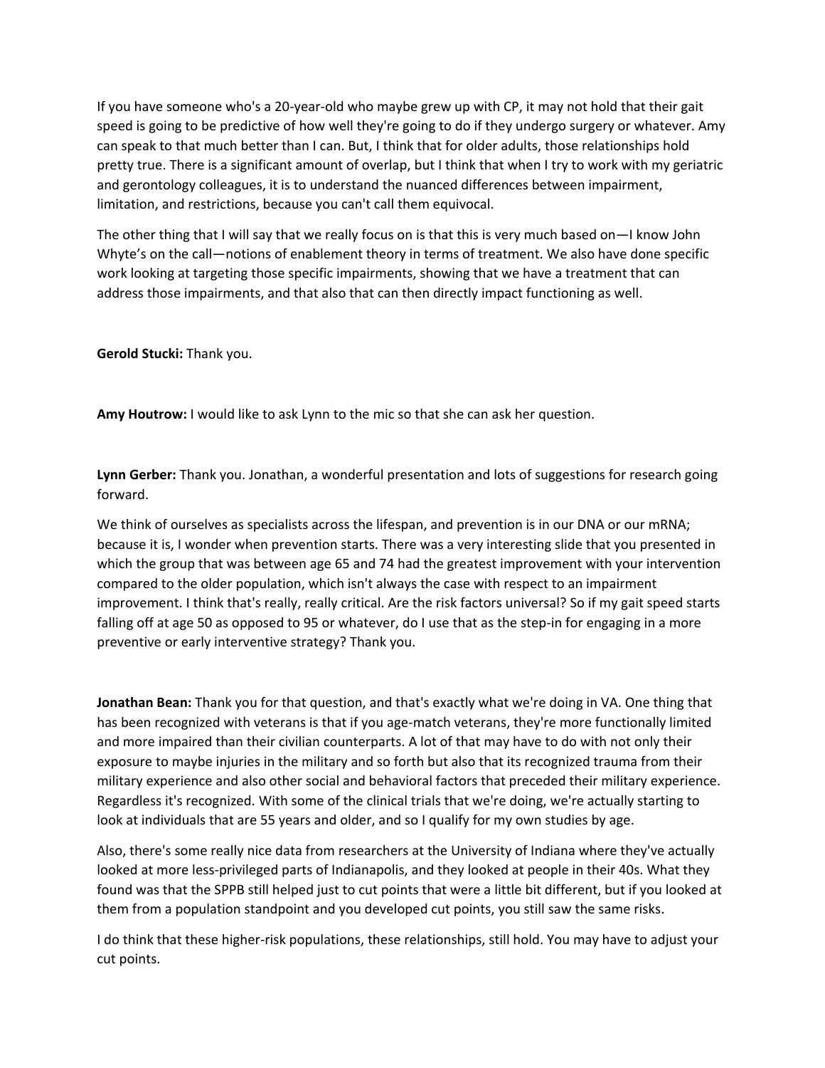If you have someone who's a 20-year-old who maybe grew up with CP, it may not hold that their gait speed is going to be predictive of how well they're going to do if they undergo surgery or whatever. Amy can speak to that much better than I can. But, I think that for older adults, those relationships hold pretty true. There is a significant amount of overlap, but I think that when I try to work with my geriatric and gerontology colleagues, it is to understand the nuanced differences between impairment, limitation, and restrictions, because you can't call them equivocal.

The other thing that I will say that we really focus on is that this is very much based on—I know John Whyte's on the call—notions of enablement theory in terms of treatment. We also have done specific work looking at targeting those specific impairments, showing that we have a treatment that can address those impairments, and that also that can then directly impact functioning as well.

**Gerold Stucki:** Thank you.

**Amy Houtrow:** I would like to ask Lynn to the mic so that she can ask her question.

**Lynn Gerber:** Thank you. Jonathan, a wonderful presentation and lots of suggestions for research going forward.

We think of ourselves as specialists across the lifespan, and prevention is in our DNA or our mRNA; because it is, I wonder when prevention starts. There was a very interesting slide that you presented in which the group that was between age 65 and 74 had the greatest improvement with your intervention compared to the older population, which isn't always the case with respect to an impairment improvement. I think that's really, really critical. Are the risk factors universal? So if my gait speed starts falling off at age 50 as opposed to 95 or whatever, do I use that as the step-in for engaging in a more preventive or early interventive strategy? Thank you.

**Jonathan Bean:** Thank you for that question, and that's exactly what we're doing in VA. One thing that has been recognized with veterans is that if you age-match veterans, they're more functionally limited and more impaired than their civilian counterparts. A lot of that may have to do with not only their exposure to maybe injuries in the military and so forth but also that its recognized trauma from their military experience and also other social and behavioral factors that preceded their military experience. Regardless it's recognized. With some of the clinical trials that we're doing, we're actually starting to look at individuals that are 55 years and older, and so I qualify for my own studies by age.

Also, there's some really nice data from researchers at the University of Indiana where they've actually looked at more less-privileged parts of Indianapolis, and they looked at people in their 40s. What they found was that the SPPB still helped just to cut points that were a little bit different, but if you looked at them from a population standpoint and you developed cut points, you still saw the same risks.

I do think that these higher-risk populations, these relationships, still hold. You may have to adjust your cut points.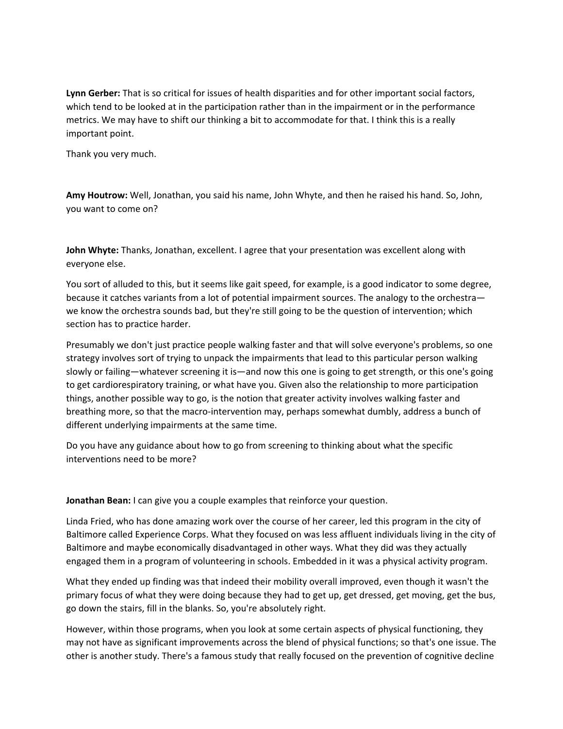**Lynn Gerber:** That is so critical for issues of health disparities and for other important social factors, which tend to be looked at in the participation rather than in the impairment or in the performance metrics. We may have to shift our thinking a bit to accommodate for that. I think this is a really important point.

Thank you very much.

**Amy Houtrow:** Well, Jonathan, you said his name, John Whyte, and then he raised his hand. So, John, you want to come on?

**John Whyte:** Thanks, Jonathan, excellent. I agree that your presentation was excellent along with everyone else.

You sort of alluded to this, but it seems like gait speed, for example, is a good indicator to some degree, because it catches variants from a lot of potential impairment sources. The analogy to the orchestra—we know the orchestra sounds bad, but they're still going to be the question of intervention; which section has to practice harder.

Presumably we don't just practice people walking faster and that will solve everyone's problems, so one strategy involves sort of trying to unpack the impairments that lead to this particular person walking slowly or failing—whatever screening it is—and now this one is going to get strength, or this one's going to get cardiorespiratory training, or what have you. Given also the relationship to more participation things, another possible way to go, is the notion that greater activity involves walking faster and breathing more, so that the macro-intervention may, perhaps somewhat dumbly, address a bunch of different underlying impairments at the same time.

Do you have any guidance about how to go from screening to thinking about what the specific interventions need to be more?

**Jonathan Bean:** I can give you a couple examples that reinforce your question.

Linda Fried, who has done amazing work over the course of her career, led this program in the city of Baltimore called Experience Corps. What they focused on was less affluent individuals living in the city of Baltimore and maybe economically disadvantaged in other ways. What they did was they actually engaged them in a program of volunteering in schools. Embedded in it was a physical activity program.

What they ended up finding was that indeed their mobility overall improved, even though it wasn't the primary focus of what they were doing because they had to get up, get dressed, get moving, get the bus, go down the stairs, fill in the blanks. So, you're absolutely right.

However, within those programs, when you look at some certain aspects of physical functioning, they may not have as significant improvements across the blend of physical functions; so that's one issue. The other is another study. There's a famous study that really focused on the prevention of cognitive decline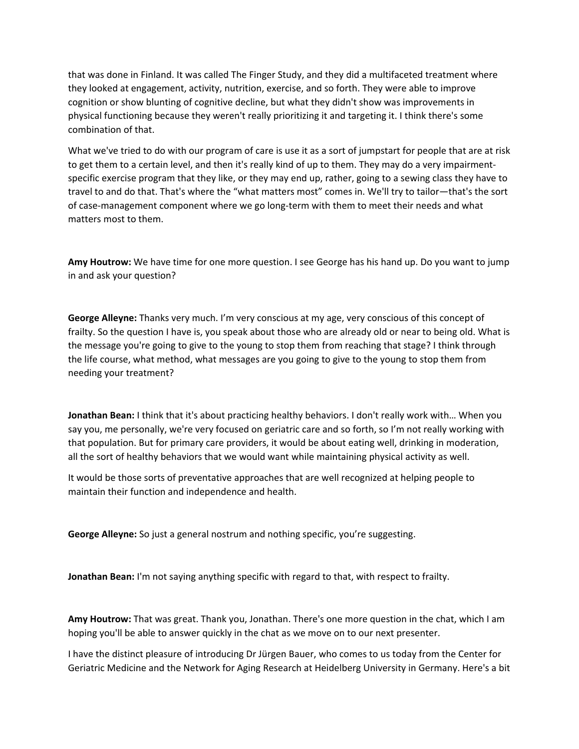that was done in Finland. It was called The Finger Study, and they did a multifaceted treatment where they looked at engagement, activity, nutrition, exercise, and so forth. They were able to improve cognition or show blunting of cognitive decline, but what they didn't show was improvements in physical functioning because they weren't really prioritizing it and targeting it. I think there's some combination of that.

What we've tried to do with our program of care is use it as a sort of jumpstart for people that are at risk to get them to a certain level, and then it's really kind of up to them. They may do a very impairment-specific exercise program that they like, or they may end up, rather, going to a sewing class they have to travel to and do that. That's where the "what matters most" comes in. We'll try to tailor—that's the sort of case-management component where we go long-term with them to meet their needs and what matters most to them.

**Amy Houtrow:** We have time for one more question. I see George has his hand up. Do you want to jump in and ask your question?

**George Alleyne:** Thanks very much. I'm very conscious at my age, very conscious of this concept of frailty. So the question I have is, you speak about those who are already old or near to being old. What is the message you're going to give to the young to stop them from reaching that stage? I think through the life course, what method, what messages are you going to give to the young to stop them from needing your treatment?

**Jonathan Bean:** I think that it's about practicing healthy behaviors. I don't really work with… When you say you, me personally, we're very focused on geriatric care and so forth, so I'm not really working with that population. But for primary care providers, it would be about eating well, drinking in moderation, all the sort of healthy behaviors that we would want while maintaining physical activity as well.

It would be those sorts of preventative approaches that are well recognized at helping people to maintain their function and independence and health.

**George Alleyne:** So just a general nostrum and nothing specific, you're suggesting.

**Jonathan Bean:** I'm not saying anything specific with regard to that, with respect to frailty.

**Amy Houtrow:** That was great. Thank you, Jonathan. There's one more question in the chat, which I am hoping you'll be able to answer quickly in the chat as we move on to our next presenter.

I have the distinct pleasure of introducing Dr Jürgen Bauer, who comes to us today from the Center for Geriatric Medicine and the Network for Aging Research at Heidelberg University in Germany. Here's a bit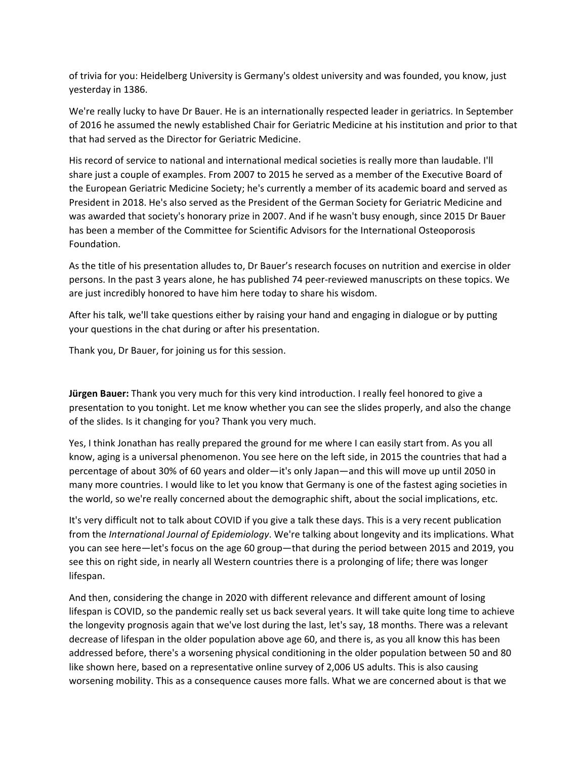of trivia for you: Heidelberg University is Germany's oldest university and was founded, you know, just yesterday in 1386.

We're really lucky to have Dr Bauer. He is an internationally respected leader in geriatrics. In September of 2016 he assumed the newly established Chair for Geriatric Medicine at his institution and prior to that that had served as the Director for Geriatric Medicine.

His record of service to national and international medical societies is really more than laudable. I'll share just a couple of examples. From 2007 to 2015 he served as a member of the Executive Board of the European Geriatric Medicine Society; he's currently a member of its academic board and served as President in 2018. He's also served as the President of the German Society for Geriatric Medicine and was awarded that society's honorary prize in 2007. And if he wasn't busy enough, since 2015 Dr Bauer has been a member of the Committee for Scientific Advisors for the International Osteoporosis Foundation.

As the title of his presentation alludes to, Dr Bauer's research focuses on nutrition and exercise in older persons. In the past 3 years alone, he has published 74 peer-reviewed manuscripts on these topics. We are just incredibly honored to have him here today to share his wisdom.

After his talk, we'll take questions either by raising your hand and engaging in dialogue or by putting your questions in the chat during or after his presentation.

Thank you, Dr Bauer, for joining us for this session.

**Jürgen Bauer:** Thank you very much for this very kind introduction. I really feel honored to give a presentation to you tonight. Let me know whether you can see the slides properly, and also the change of the slides. Is it changing for you? Thank you very much.

Yes, I think Jonathan has really prepared the ground for me where I can easily start from. As you all know, aging is a universal phenomenon. You see here on the left side, in 2015 the countries that had a percentage of about 30% of 60 years and older—it's only Japan—and this will move up until 2050 in many more countries. I would like to let you know that Germany is one of the fastest aging societies in the world, so we're really concerned about the demographic shift, about the social implications, etc.

It's very difficult not to talk about COVID if you give a talk these days. This is a very recent publication from the *International Journal of Epidemiology*. We're talking about longevity and its implications. What you can see here—let's focus on the age 60 group—that during the period between 2015 and 2019, you see this on right side, in nearly all Western countries there is a prolonging of life; there was longer lifespan.

And then, considering the change in 2020 with different relevance and different amount of losing lifespan is COVID, so the pandemic really set us back several years. It will take quite long time to achieve the longevity prognosis again that we've lost during the last, let's say, 18 months. There was a relevant decrease of lifespan in the older population above age 60, and there is, as you all know this has been addressed before, there's a worsening physical conditioning in the older population between 50 and 80 like shown here, based on a representative online survey of 2,006 US adults. This is also causing worsening mobility. This as a consequence causes more falls. What we are concerned about is that we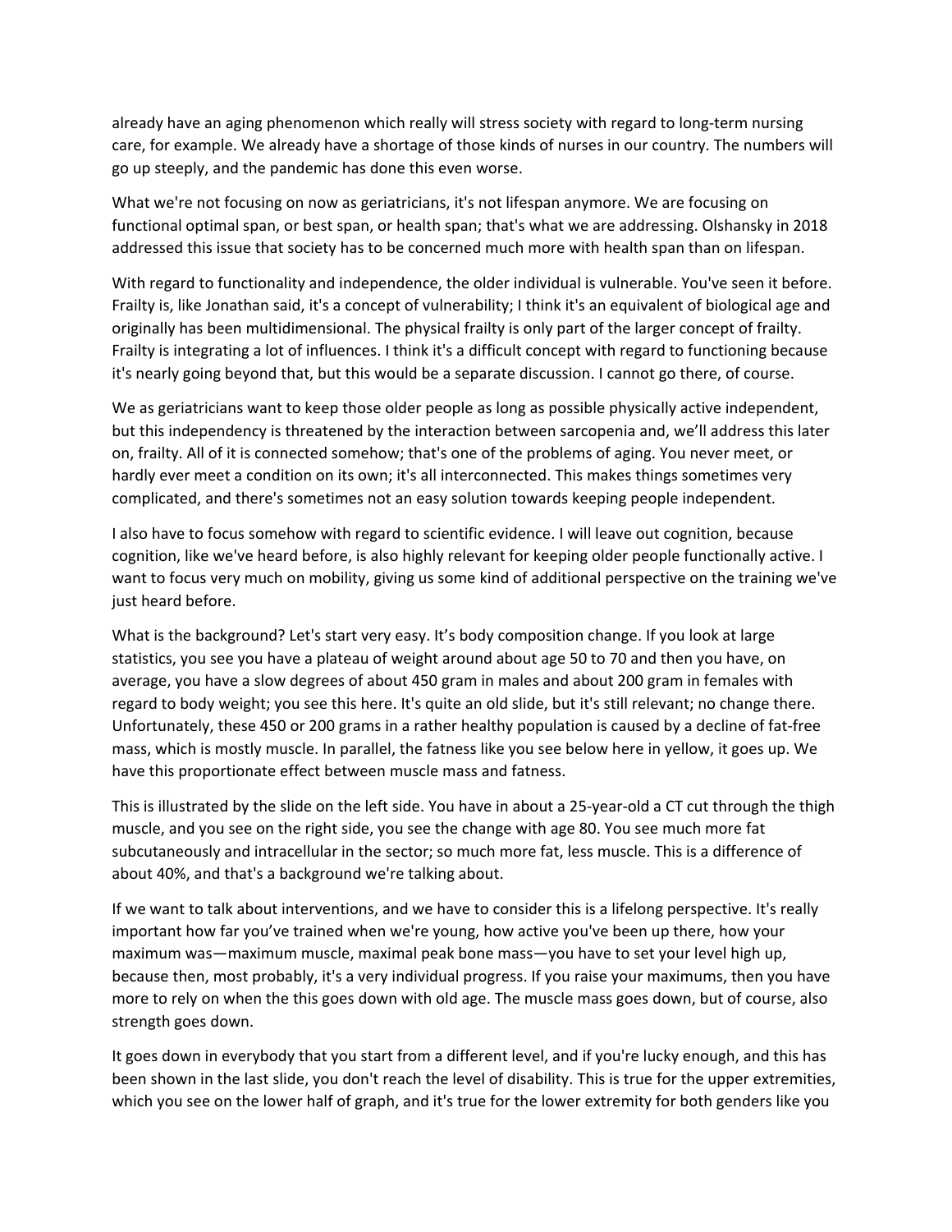already have an aging phenomenon which really will stress society with regard to long-term nursing care, for example. We already have a shortage of those kinds of nurses in our country. The numbers will go up steeply, and the pandemic has done this even worse.

What we're not focusing on now as geriatricians, it's not lifespan anymore. We are focusing on functional optimal span, or best span, or health span; that's what we are addressing. Olshansky in 2018 addressed this issue that society has to be concerned much more with health span than on lifespan.

With regard to functionality and independence, the older individual is vulnerable. You've seen it before. Frailty is, like Jonathan said, it's a concept of vulnerability; I think it's an equivalent of biological age and originally has been multidimensional. The physical frailty is only part of the larger concept of frailty. Frailty is integrating a lot of influences. I think it's a difficult concept with regard to functioning because it's nearly going beyond that, but this would be a separate discussion. I cannot go there, of course.

We as geriatricians want to keep those older people as long as possible physically active independent, but this independency is threatened by the interaction between sarcopenia and, we'll address this later on, frailty. All of it is connected somehow; that's one of the problems of aging. You never meet, or hardly ever meet a condition on its own; it's all interconnected. This makes things sometimes very complicated, and there's sometimes not an easy solution towards keeping people independent.

I also have to focus somehow with regard to scientific evidence. I will leave out cognition, because cognition, like we've heard before, is also highly relevant for keeping older people functionally active. I want to focus very much on mobility, giving us some kind of additional perspective on the training we've just heard before.

What is the background? Let's start very easy. It's body composition change. If you look at large statistics, you see you have a plateau of weight around about age 50 to 70 and then you have, on average, you have a slow degrees of about 450 gram in males and about 200 gram in females with regard to body weight; you see this here. It's quite an old slide, but it's still relevant; no change there. Unfortunately, these 450 or 200 grams in a rather healthy population is caused by a decline of fat-free mass, which is mostly muscle. In parallel, the fatness like you see below here in yellow, it goes up. We have this proportionate effect between muscle mass and fatness.

This is illustrated by the slide on the left side. You have in about a 25-year-old a CT cut through the thigh muscle, and you see on the right side, you see the change with age 80. You see much more fat subcutaneously and intracellular in the sector; so much more fat, less muscle. This is a difference of about 40%, and that's a background we're talking about.

If we want to talk about interventions, and we have to consider this is a lifelong perspective. It's really important how far you've trained when we're young, how active you've been up there, how your maximum was—maximum muscle, maximal peak bone mass—you have to set your level high up, because then, most probably, it's a very individual progress. If you raise your maximums, then you have more to rely on when the this goes down with old age. The muscle mass goes down, but of course, also strength goes down.

It goes down in everybody that you start from a different level, and if you're lucky enough, and this has been shown in the last slide, you don't reach the level of disability. This is true for the upper extremities, which you see on the lower half of graph, and it's true for the lower extremity for both genders like you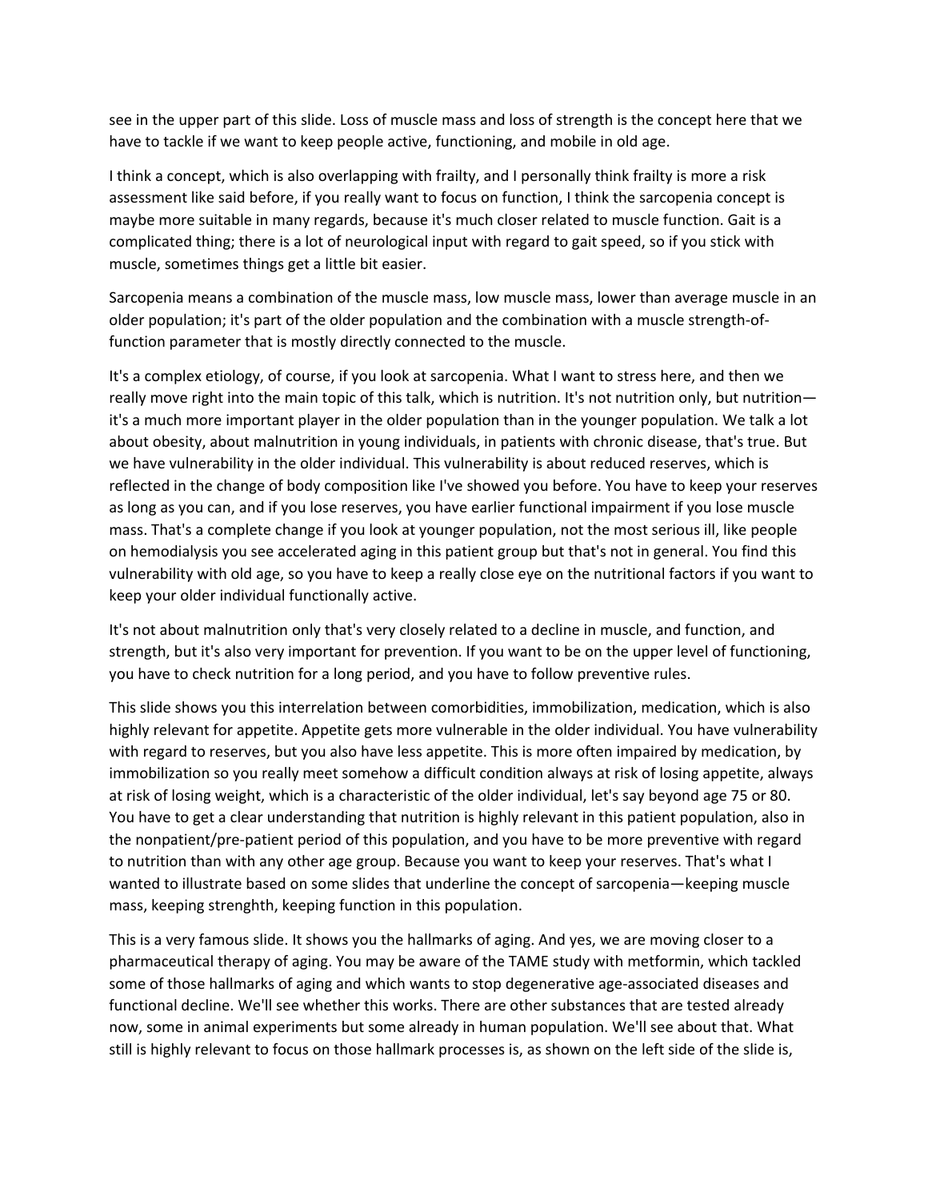see in the upper part of this slide. Loss of muscle mass and loss of strength is the concept here that we have to tackle if we want to keep people active, functioning, and mobile in old age.

I think a concept, which is also overlapping with frailty, and I personally think frailty is more a risk assessment like said before, if you really want to focus on function, I think the sarcopenia concept is maybe more suitable in many regards, because it's much closer related to muscle function. Gait is a complicated thing; there is a lot of neurological input with regard to gait speed, so if you stick with muscle, sometimes things get a little bit easier.

Sarcopenia means a combination of the muscle mass, low muscle mass, lower than average muscle in an older population; it's part of the older population and the combination with a muscle strength-of-function parameter that is mostly directly connected to the muscle.

It's a complex etiology, of course, if you look at sarcopenia. What I want to stress here, and then we really move right into the main topic of this talk, which is nutrition. It's not nutrition only, but nutrition—it's a much more important player in the older population than in the younger population. We talk a lot about obesity, about malnutrition in young individuals, in patients with chronic disease, that's true. But we have vulnerability in the older individual. This vulnerability is about reduced reserves, which is reflected in the change of body composition like I've showed you before. You have to keep your reserves as long as you can, and if you lose reserves, you have earlier functional impairment if you lose muscle mass. That's a complete change if you look at younger population, not the most serious ill, like people on hemodialysis you see accelerated aging in this patient group but that's not in general. You find this vulnerability with old age, so you have to keep a really close eye on the nutritional factors if you want to keep your older individual functionally active.

It's not about malnutrition only that's very closely related to a decline in muscle, and function, and strength, but it's also very important for prevention. If you want to be on the upper level of functioning, you have to check nutrition for a long period, and you have to follow preventive rules.

This slide shows you this interrelation between comorbidities, immobilization, medication, which is also highly relevant for appetite. Appetite gets more vulnerable in the older individual. You have vulnerability with regard to reserves, but you also have less appetite. This is more often impaired by medication, by immobilization so you really meet somehow a difficult condition always at risk of losing appetite, always at risk of losing weight, which is a characteristic of the older individual, let's say beyond age 75 or 80. You have to get a clear understanding that nutrition is highly relevant in this patient population, also in the nonpatient/pre-patient period of this population, and you have to be more preventive with regard to nutrition than with any other age group. Because you want to keep your reserves. That's what I wanted to illustrate based on some slides that underline the concept of sarcopenia—keeping muscle mass, keeping strenghth, keeping function in this population.

This is a very famous slide. It shows you the hallmarks of aging. And yes, we are moving closer to a pharmaceutical therapy of aging. You may be aware of the TAME study with metformin, which tackled some of those hallmarks of aging and which wants to stop degenerative age-associated diseases and functional decline. We'll see whether this works. There are other substances that are tested already now, some in animal experiments but some already in human population. We'll see about that. What still is highly relevant to focus on those hallmark processes is, as shown on the left side of the slide is,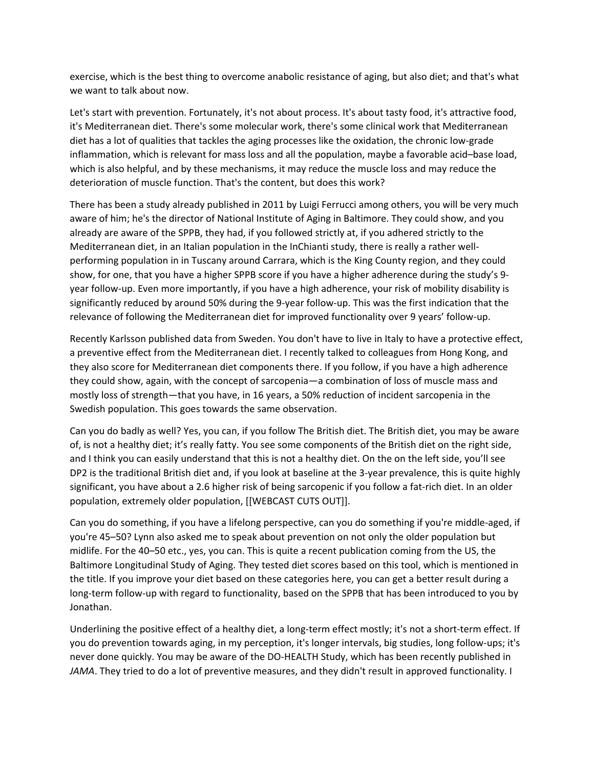exercise, which is the best thing to overcome anabolic resistance of aging, but also diet; and that's what we want to talk about now.

Let's start with prevention. Fortunately, it's not about process. It's about tasty food, it's attractive food, it's Mediterranean diet. There's some molecular work, there's some clinical work that Mediterranean diet has a lot of qualities that tackles the aging processes like the oxidation, the chronic low-grade inflammation, which is relevant for mass loss and all the population, maybe a favorable acid–base load, which is also helpful, and by these mechanisms, it may reduce the muscle loss and may reduce the deterioration of muscle function. That's the content, but does this work?

There has been a study already published in 2011 by Luigi Ferrucci among others, you will be very much aware of him; he's the director of National Institute of Aging in Baltimore. They could show, and you already are aware of the SPPB, they had, if you followed strictly at, if you adhered strictly to the Mediterranean diet, in an Italian population in the InChianti study, there is really a rather well-performing population in in Tuscany around Carrara, which is the King County region, and they could show, for one, that you have a higher SPPB score if you have a higher adherence during the study's 9-year follow-up. Even more importantly, if you have a high adherence, your risk of mobility disability is significantly reduced by around 50% during the 9-year follow-up. This was the first indication that the relevance of following the Mediterranean diet for improved functionality over 9 years' follow-up.

Recently Karlsson published data from Sweden. You don't have to live in Italy to have a protective effect, a preventive effect from the Mediterranean diet. I recently talked to colleagues from Hong Kong, and they also score for Mediterranean diet components there. If you follow, if you have a high adherence they could show, again, with the concept of sarcopenia—a combination of loss of muscle mass and mostly loss of strength—that you have, in 16 years, a 50% reduction of incident sarcopenia in the Swedish population. This goes towards the same observation.

Can you do badly as well? Yes, you can, if you follow The British diet. The British diet, you may be aware of, is not a healthy diet; it's really fatty. You see some components of the British diet on the right side, and I think you can easily understand that this is not a healthy diet. On the on the left side, you'll see DP2 is the traditional British diet and, if you look at baseline at the 3-year prevalence, this is quite highly significant, you have about a 2.6 higher risk of being sarcopenic if you follow a fat-rich diet. In an older population, extremely older population, [[WEBCAST CUTS OUT]].

Can you do something, if you have a lifelong perspective, can you do something if you're middle-aged, if you're 45–50? Lynn also asked me to speak about prevention on not only the older population but midlife. For the 40–50 etc., yes, you can. This is quite a recent publication coming from the US, the Baltimore Longitudinal Study of Aging. They tested diet scores based on this tool, which is mentioned in the title. If you improve your diet based on these categories here, you can get a better result during a long-term follow-up with regard to functionality, based on the SPPB that has been introduced to you by Jonathan.

Underlining the positive effect of a healthy diet, a long-term effect mostly; it's not a short-term effect. If you do prevention towards aging, in my perception, it's longer intervals, big studies, long follow-ups; it's never done quickly. You may be aware of the DO-HEALTH Study, which has been recently published in *JAMA*. They tried to do a lot of preventive measures, and they didn't result in approved functionality. I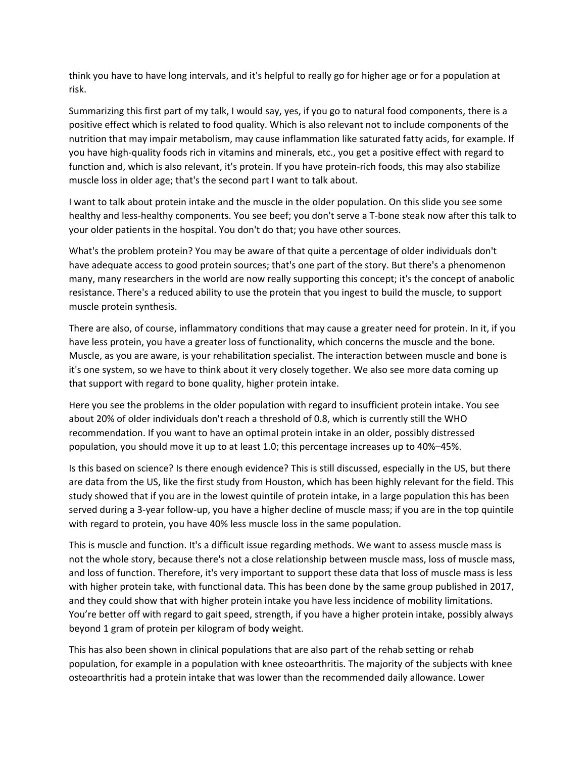think you have to have long intervals, and it's helpful to really go for higher age or for a population at risk.

Summarizing this first part of my talk, I would say, yes, if you go to natural food components, there is a positive effect which is related to food quality. Which is also relevant not to include components of the nutrition that may impair metabolism, may cause inflammation like saturated fatty acids, for example. If you have high-quality foods rich in vitamins and minerals, etc., you get a positive effect with regard to function and, which is also relevant, it's protein. If you have protein-rich foods, this may also stabilize muscle loss in older age; that's the second part I want to talk about.

I want to talk about protein intake and the muscle in the older population. On this slide you see some healthy and less-healthy components. You see beef; you don't serve a T-bone steak now after this talk to your older patients in the hospital. You don't do that; you have other sources.

What's the problem protein? You may be aware of that quite a percentage of older individuals don't have adequate access to good protein sources; that's one part of the story. But there's a phenomenon many, many researchers in the world are now really supporting this concept; it's the concept of anabolic resistance. There's a reduced ability to use the protein that you ingest to build the muscle, to support muscle protein synthesis.

There are also, of course, inflammatory conditions that may cause a greater need for protein. In it, if you have less protein, you have a greater loss of functionality, which concerns the muscle and the bone. Muscle, as you are aware, is your rehabilitation specialist. The interaction between muscle and bone is it's one system, so we have to think about it very closely together. We also see more data coming up that support with regard to bone quality, higher protein intake.

Here you see the problems in the older population with regard to insufficient protein intake. You see about 20% of older individuals don't reach a threshold of 0.8, which is currently still the WHO recommendation. If you want to have an optimal protein intake in an older, possibly distressed population, you should move it up to at least 1.0; this percentage increases up to 40%–45%.

Is this based on science? Is there enough evidence? This is still discussed, especially in the US, but there are data from the US, like the first study from Houston, which has been highly relevant for the field. This study showed that if you are in the lowest quintile of protein intake, in a large population this has been served during a 3-year follow-up, you have a higher decline of muscle mass; if you are in the top quintile with regard to protein, you have 40% less muscle loss in the same population.

This is muscle and function. It's a difficult issue regarding methods. We want to assess muscle mass is not the whole story, because there's not a close relationship between muscle mass, loss of muscle mass, and loss of function. Therefore, it's very important to support these data that loss of muscle mass is less with higher protein take, with functional data. This has been done by the same group published in 2017, and they could show that with higher protein intake you have less incidence of mobility limitations. You're better off with regard to gait speed, strength, if you have a higher protein intake, possibly always beyond 1 gram of protein per kilogram of body weight.

This has also been shown in clinical populations that are also part of the rehab setting or rehab population, for example in a population with knee osteoarthritis. The majority of the subjects with knee osteoarthritis had a protein intake that was lower than the recommended daily allowance. Lower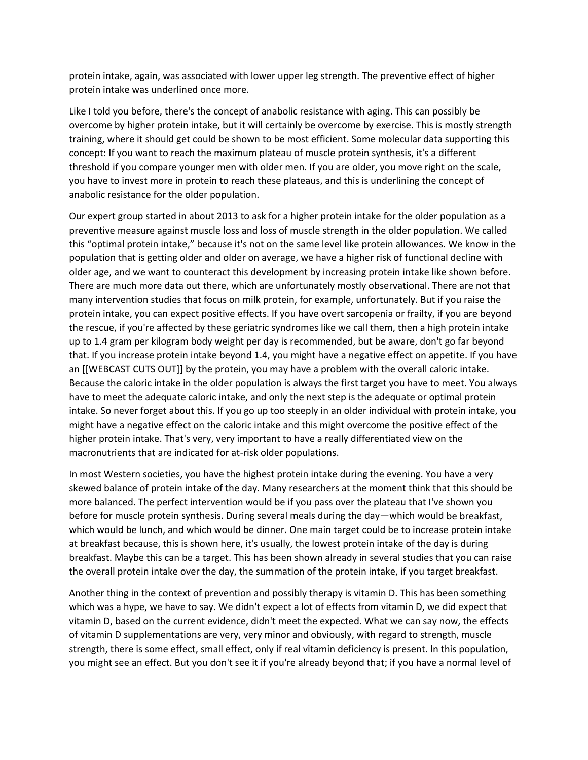protein intake, again, was associated with lower upper leg strength. The preventive effect of higher protein intake was underlined once more.

Like I told you before, there's the concept of anabolic resistance with aging. This can possibly be overcome by higher protein intake, but it will certainly be overcome by exercise. This is mostly strength training, where it should get could be shown to be most efficient. Some molecular data supporting this concept: If you want to reach the maximum plateau of muscle protein synthesis, it's a different threshold if you compare younger men with older men. If you are older, you move right on the scale, you have to invest more in protein to reach these plateaus, and this is underlining the concept of anabolic resistance for the older population.

Our expert group started in about 2013 to ask for a higher protein intake for the older population as a preventive measure against muscle loss and loss of muscle strength in the older population. We called this "optimal protein intake," because it's not on the same level like protein allowances. We know in the population that is getting older and older on average, we have a higher risk of functional decline with older age, and we want to counteract this development by increasing protein intake like shown before. There are much more data out there, which are unfortunately mostly observational. There are not that many intervention studies that focus on milk protein, for example, unfortunately. But if you raise the protein intake, you can expect positive effects. If you have overt sarcopenia or frailty, if you are beyond the rescue, if you're affected by these geriatric syndromes like we call them, then a high protein intake up to 1.4 gram per kilogram body weight per day is recommended, but be aware, don't go far beyond that. If you increase protein intake beyond 1.4, you might have a negative effect on appetite. If you have an [[WEBCAST CUTS OUT]] by the protein, you may have a problem with the overall caloric intake. Because the caloric intake in the older population is always the first target you have to meet. You always have to meet the adequate caloric intake, and only the next step is the adequate or optimal protein intake. So never forget about this. If you go up too steeply in an older individual with protein intake, you might have a negative effect on the caloric intake and this might overcome the positive effect of the higher protein intake. That's very, very important to have a really differentiated view on the macronutrients that are indicated for at-risk older populations.

In most Western societies, you have the highest protein intake during the evening. You have a very skewed balance of protein intake of the day. Many researchers at the moment think that this should be more balanced. The perfect intervention would be if you pass over the plateau that I've shown you before for muscle protein synthesis. During several meals during the day—which would be breakfast, which would be lunch, and which would be dinner. One main target could be to increase protein intake at breakfast because, this is shown here, it's usually, the lowest protein intake of the day is during breakfast. Maybe this can be a target. This has been shown already in several studies that you can raise the overall protein intake over the day, the summation of the protein intake, if you target breakfast.

Another thing in the context of prevention and possibly therapy is vitamin D. This has been something which was a hype, we have to say. We didn't expect a lot of effects from vitamin D, we did expect that vitamin D, based on the current evidence, didn't meet the expected. What we can say now, the effects of vitamin D supplementations are very, very minor and obviously, with regard to strength, muscle strength, there is some effect, small effect, only if real vitamin deficiency is present. In this population, you might see an effect. But you don't see it if you're already beyond that; if you have a normal level of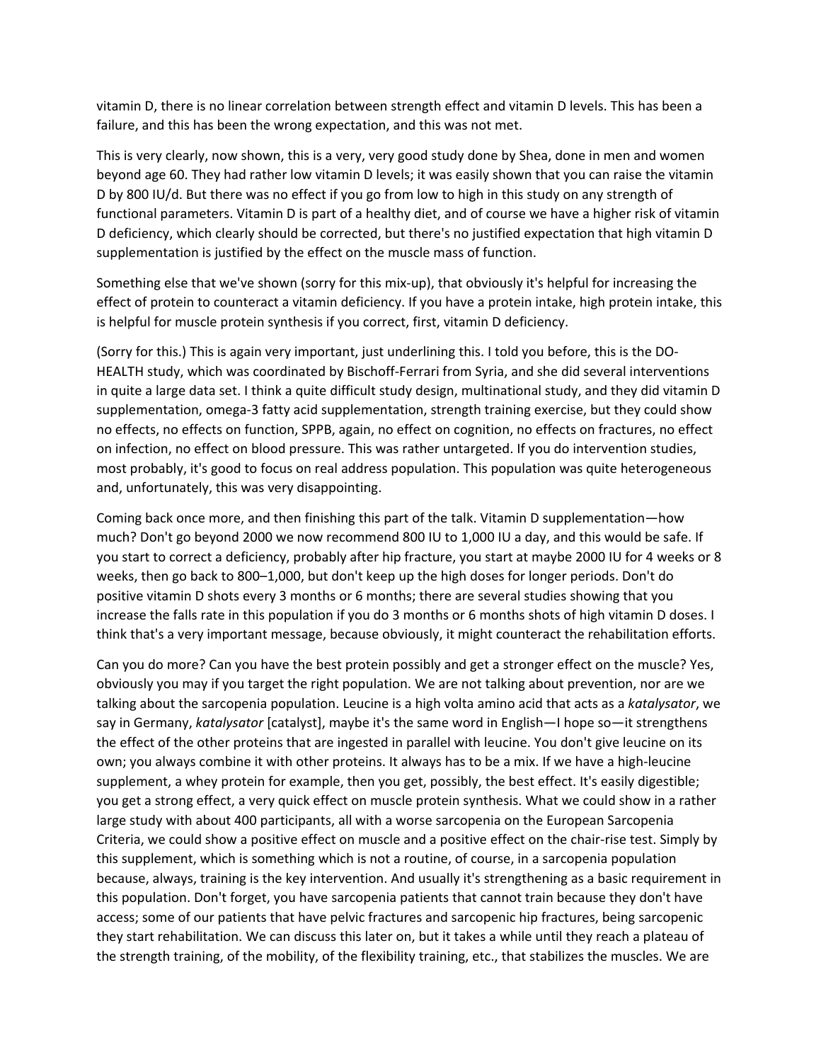vitamin D, there is no linear correlation between strength effect and vitamin D levels. This has been a failure, and this has been the wrong expectation, and this was not met.

This is very clearly, now shown, this is a very, very good study done by Shea, done in men and women beyond age 60. They had rather low vitamin D levels; it was easily shown that you can raise the vitamin D by 800 IU/d. But there was no effect if you go from low to high in this study on any strength of functional parameters. Vitamin D is part of a healthy diet, and of course we have a higher risk of vitamin D deficiency, which clearly should be corrected, but there's no justified expectation that high vitamin D supplementation is justified by the effect on the muscle mass of function.

Something else that we've shown (sorry for this mix-up), that obviously it's helpful for increasing the effect of protein to counteract a vitamin deficiency. If you have a protein intake, high protein intake, this is helpful for muscle protein synthesis if you correct, first, vitamin D deficiency.

(Sorry for this.) This is again very important, just underlining this. I told you before, this is the DO-HEALTH study, which was coordinated by Bischoff-Ferrari from Syria, and she did several interventions in quite a large data set. I think a quite difficult study design, multinational study, and they did vitamin D supplementation, omega-3 fatty acid supplementation, strength training exercise, but they could show no effects, no effects on function, SPPB, again, no effect on cognition, no effects on fractures, no effect on infection, no effect on blood pressure. This was rather untargeted. If you do intervention studies, most probably, it's good to focus on real address population. This population was quite heterogeneous and, unfortunately, this was very disappointing.

Coming back once more, and then finishing this part of the talk. Vitamin D supplementation—how much? Don't go beyond 2000 we now recommend 800 IU to 1,000 IU a day, and this would be safe. If you start to correct a deficiency, probably after hip fracture, you start at maybe 2000 IU for 4 weeks or 8 weeks, then go back to 800–1,000, but don't keep up the high doses for longer periods. Don't do positive vitamin D shots every 3 months or 6 months; there are several studies showing that you increase the falls rate in this population if you do 3 months or 6 months shots of high vitamin D doses. I think that's a very important message, because obviously, it might counteract the rehabilitation efforts.

Can you do more? Can you have the best protein possibly and get a stronger effect on the muscle? Yes, obviously you may if you target the right population. We are not talking about prevention, nor are we talking about the sarcopenia population. Leucine is a high volta amino acid that acts as a *katalysator*, we say in Germany, *katalysator* [catalyst], maybe it's the same word in English—I hope so—it strengthens the effect of the other proteins that are ingested in parallel with leucine. You don't give leucine on its own; you always combine it with other proteins. It always has to be a mix. If we have a high-leucine supplement, a whey protein for example, then you get, possibly, the best effect. It's easily digestible; you get a strong effect, a very quick effect on muscle protein synthesis. What we could show in a rather large study with about 400 participants, all with a worse sarcopenia on the European Sarcopenia Criteria, we could show a positive effect on muscle and a positive effect on the chair-rise test. Simply by this supplement, which is something which is not a routine, of course, in a sarcopenia population because, always, training is the key intervention. And usually it's strengthening as a basic requirement in this population. Don't forget, you have sarcopenia patients that cannot train because they don't have access; some of our patients that have pelvic fractures and sarcopenic hip fractures, being sarcopenic they start rehabilitation. We can discuss this later on, but it takes a while until they reach a plateau of the strength training, of the mobility, of the flexibility training, etc., that stabilizes the muscles. We are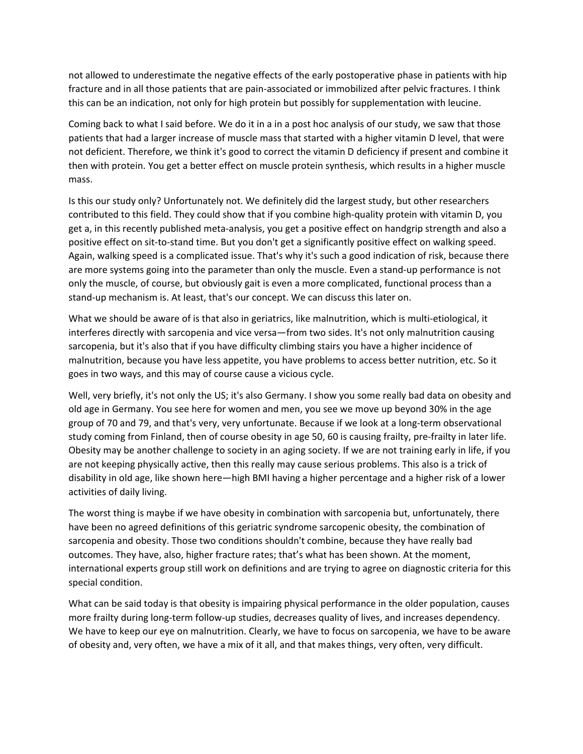not allowed to underestimate the negative effects of the early postoperative phase in patients with hip fracture and in all those patients that are pain-associated or immobilized after pelvic fractures. I think this can be an indication, not only for high protein but possibly for supplementation with leucine.

Coming back to what I said before. We do it in a in a post hoc analysis of our study, we saw that those patients that had a larger increase of muscle mass that started with a higher vitamin D level, that were not deficient. Therefore, we think it's good to correct the vitamin D deficiency if present and combine it then with protein. You get a better effect on muscle protein synthesis, which results in a higher muscle mass.

Is this our study only? Unfortunately not. We definitely did the largest study, but other researchers contributed to this field. They could show that if you combine high-quality protein with vitamin D, you get a, in this recently published meta-analysis, you get a positive effect on handgrip strength and also a positive effect on sit-to-stand time. But you don't get a significantly positive effect on walking speed. Again, walking speed is a complicated issue. That's why it's such a good indication of risk, because there are more systems going into the parameter than only the muscle. Even a stand-up performance is not only the muscle, of course, but obviously gait is even a more complicated, functional process than a stand-up mechanism is. At least, that's our concept. We can discuss this later on.

What we should be aware of is that also in geriatrics, like malnutrition, which is multi-etiological, it interferes directly with sarcopenia and vice versa—from two sides. It's not only malnutrition causing sarcopenia, but it's also that if you have difficulty climbing stairs you have a higher incidence of malnutrition, because you have less appetite, you have problems to access better nutrition, etc. So it goes in two ways, and this may of course cause a vicious cycle.

Well, very briefly, it's not only the US; it's also Germany. I show you some really bad data on obesity and old age in Germany. You see here for women and men, you see we move up beyond 30% in the age group of 70 and 79, and that's very, very unfortunate. Because if we look at a long-term observational study coming from Finland, then of course obesity in age 50, 60 is causing frailty, pre-frailty in later life. Obesity may be another challenge to society in an aging society. If we are not training early in life, if you are not keeping physically active, then this really may cause serious problems. This also is a trick of disability in old age, like shown here—high BMI having a higher percentage and a higher risk of a lower activities of daily living.

The worst thing is maybe if we have obesity in combination with sarcopenia but, unfortunately, there have been no agreed definitions of this geriatric syndrome sarcopenic obesity, the combination of sarcopenia and obesity. Those two conditions shouldn't combine, because they have really bad outcomes. They have, also, higher fracture rates; that's what has been shown. At the moment, international experts group still work on definitions and are trying to agree on diagnostic criteria for this special condition.

What can be said today is that obesity is impairing physical performance in the older population, causes more frailty during long-term follow-up studies, decreases quality of lives, and increases dependency. We have to keep our eye on malnutrition. Clearly, we have to focus on sarcopenia, we have to be aware of obesity and, very often, we have a mix of it all, and that makes things, very often, very difficult.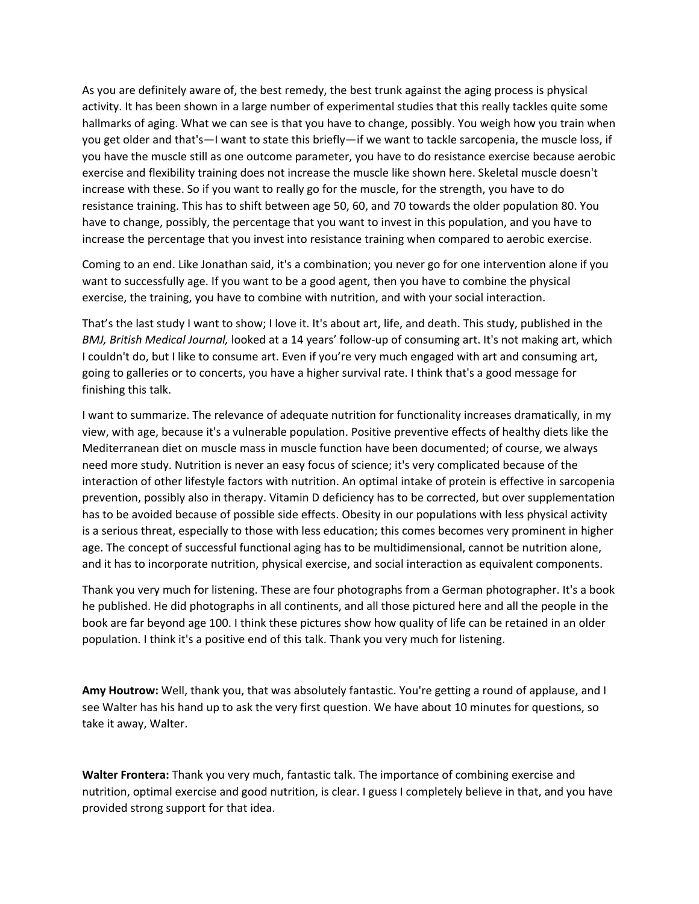As you are definitely aware of, the best remedy, the best trunk against the aging process is physical activity. It has been shown in a large number of experimental studies that this really tackles quite some hallmarks of aging. What we can see is that you have to change, possibly. You weigh how you train when you get older and that's—I want to state this briefly—if we want to tackle sarcopenia, the muscle loss, if you have the muscle still as one outcome parameter, you have to do resistance exercise because aerobic exercise and flexibility training does not increase the muscle like shown here. Skeletal muscle doesn't increase with these. So if you want to really go for the muscle, for the strength, you have to do resistance training. This has to shift between age 50, 60, and 70 towards the older population 80. You have to change, possibly, the percentage that you want to invest in this population, and you have to increase the percentage that you invest into resistance training when compared to aerobic exercise.

Coming to an end. Like Jonathan said, it's a combination; you never go for one intervention alone if you want to successfully age. If you want to be a good agent, then you have to combine the physical exercise, the training, you have to combine with nutrition, and with your social interaction.

That's the last study I want to show; I love it. It's about art, life, and death. This study, published in the *BMJ, British Medical Journal,* looked at a 14 years' follow-up of consuming art. It's not making art, which I couldn't do, but I like to consume art. Even if you're very much engaged with art and consuming art, going to galleries or to concerts, you have a higher survival rate. I think that's a good message for finishing this talk.

I want to summarize. The relevance of adequate nutrition for functionality increases dramatically, in my view, with age, because it's a vulnerable population. Positive preventive effects of healthy diets like the Mediterranean diet on muscle mass in muscle function have been documented; of course, we always need more study. Nutrition is never an easy focus of science; it's very complicated because of the interaction of other lifestyle factors with nutrition. An optimal intake of protein is effective in sarcopenia prevention, possibly also in therapy. Vitamin D deficiency has to be corrected, but over supplementation has to be avoided because of possible side effects. Obesity in our populations with less physical activity is a serious threat, especially to those with less education; this comes becomes very prominent in higher age. The concept of successful functional aging has to be multidimensional, cannot be nutrition alone, and it has to incorporate nutrition, physical exercise, and social interaction as equivalent components.

Thank you very much for listening. These are four photographs from a German photographer. It's a book he published. He did photographs in all continents, and all those pictured here and all the people in the book are far beyond age 100. I think these pictures show how quality of life can be retained in an older population. I think it's a positive end of this talk. Thank you very much for listening.

**Amy Houtrow:** Well, thank you, that was absolutely fantastic. You're getting a round of applause, and I see Walter has his hand up to ask the very first question. We have about 10 minutes for questions, so take it away, Walter.

**Walter Frontera:** Thank you very much, fantastic talk. The importance of combining exercise and nutrition, optimal exercise and good nutrition, is clear. I guess I completely believe in that, and you have provided strong support for that idea.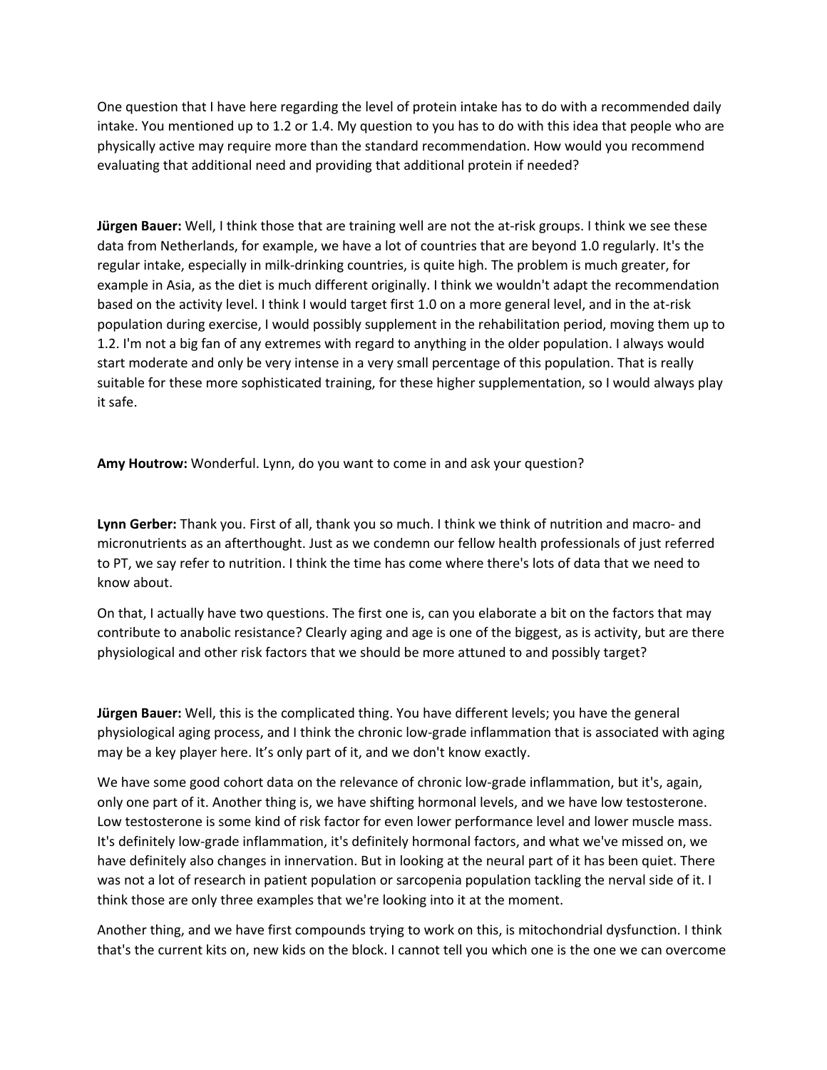One question that I have here regarding the level of protein intake has to do with a recommended daily intake. You mentioned up to 1.2 or 1.4. My question to you has to do with this idea that people who are physically active may require more than the standard recommendation. How would you recommend evaluating that additional need and providing that additional protein if needed?

**Jürgen Bauer:** Well, I think those that are training well are not the at-risk groups. I think we see these data from Netherlands, for example, we have a lot of countries that are beyond 1.0 regularly. It's the regular intake, especially in milk-drinking countries, is quite high. The problem is much greater, for example in Asia, as the diet is much different originally. I think we wouldn't adapt the recommendation based on the activity level. I think I would target first 1.0 on a more general level, and in the at-risk population during exercise, I would possibly supplement in the rehabilitation period, moving them up to 1.2. I'm not a big fan of any extremes with regard to anything in the older population. I always would start moderate and only be very intense in a very small percentage of this population. That is really suitable for these more sophisticated training, for these higher supplementation, so I would always play it safe.

**Amy Houtrow:** Wonderful. Lynn, do you want to come in and ask your question?

**Lynn Gerber:** Thank you. First of all, thank you so much. I think we think of nutrition and macro- and micronutrients as an afterthought. Just as we condemn our fellow health professionals of just referred to PT, we say refer to nutrition. I think the time has come where there's lots of data that we need to know about.

On that, I actually have two questions. The first one is, can you elaborate a bit on the factors that may contribute to anabolic resistance? Clearly aging and age is one of the biggest, as is activity, but are there physiological and other risk factors that we should be more attuned to and possibly target?

**Jürgen Bauer:** Well, this is the complicated thing. You have different levels; you have the general physiological aging process, and I think the chronic low-grade inflammation that is associated with aging may be a key player here. It's only part of it, and we don't know exactly.

We have some good cohort data on the relevance of chronic low-grade inflammation, but it's, again, only one part of it. Another thing is, we have shifting hormonal levels, and we have low testosterone. Low testosterone is some kind of risk factor for even lower performance level and lower muscle mass. It's definitely low-grade inflammation, it's definitely hormonal factors, and what we've missed on, we have definitely also changes in innervation. But in looking at the neural part of it has been quiet. There was not a lot of research in patient population or sarcopenia population tackling the nerval side of it. I think those are only three examples that we're looking into it at the moment.

Another thing, and we have first compounds trying to work on this, is mitochondrial dysfunction. I think that's the current kits on, new kids on the block. I cannot tell you which one is the one we can overcome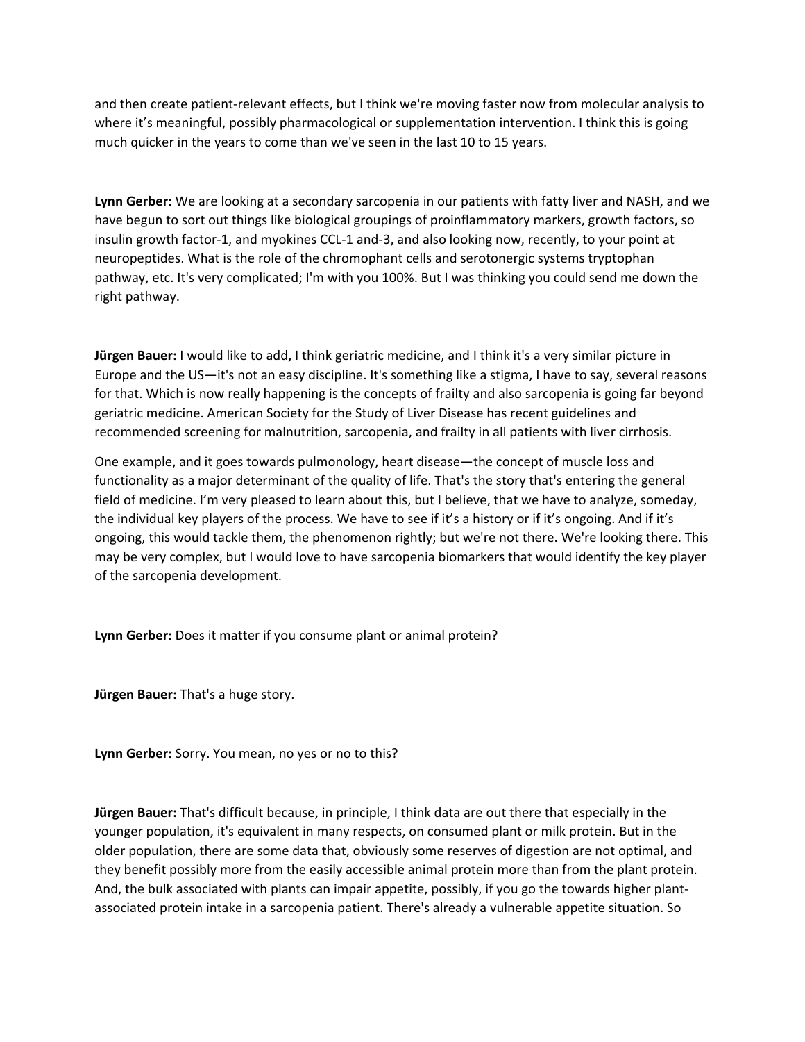and then create patient-relevant effects, but I think we're moving faster now from molecular analysis to where it's meaningful, possibly pharmacological or supplementation intervention. I think this is going much quicker in the years to come than we've seen in the last 10 to 15 years.

**Lynn Gerber:** We are looking at a secondary sarcopenia in our patients with fatty liver and NASH, and we have begun to sort out things like biological groupings of proinflammatory markers, growth factors, so insulin growth factor-1, and myokines CCL-1 and-3, and also looking now, recently, to your point at neuropeptides. What is the role of the chromophant cells and serotonergic systems tryptophan pathway, etc. It's very complicated; I'm with you 100%. But I was thinking you could send me down the right pathway.

**Jürgen Bauer:** I would like to add, I think geriatric medicine, and I think it's a very similar picture in Europe and the US—it's not an easy discipline. It's something like a stigma, I have to say, several reasons for that. Which is now really happening is the concepts of frailty and also sarcopenia is going far beyond geriatric medicine. American Society for the Study of Liver Disease has recent guidelines and recommended screening for malnutrition, sarcopenia, and frailty in all patients with liver cirrhosis.

One example, and it goes towards pulmonology, heart disease—the concept of muscle loss and functionality as a major determinant of the quality of life. That's the story that's entering the general field of medicine. I'm very pleased to learn about this, but I believe, that we have to analyze, someday, the individual key players of the process. We have to see if it's a history or if it's ongoing. And if it's ongoing, this would tackle them, the phenomenon rightly; but we're not there. We're looking there. This may be very complex, but I would love to have sarcopenia biomarkers that would identify the key player of the sarcopenia development.

**Lynn Gerber:** Does it matter if you consume plant or animal protein?

**Jürgen Bauer:** That's a huge story.

**Lynn Gerber:** Sorry. You mean, no yes or no to this?

**Jürgen Bauer:** That's difficult because, in principle, I think data are out there that especially in the younger population, it's equivalent in many respects, on consumed plant or milk protein. But in the older population, there are some data that, obviously some reserves of digestion are not optimal, and they benefit possibly more from the easily accessible animal protein more than from the plant protein. And, the bulk associated with plants can impair appetite, possibly, if you go the towards higher plant-associated protein intake in a sarcopenia patient. There's already a vulnerable appetite situation. So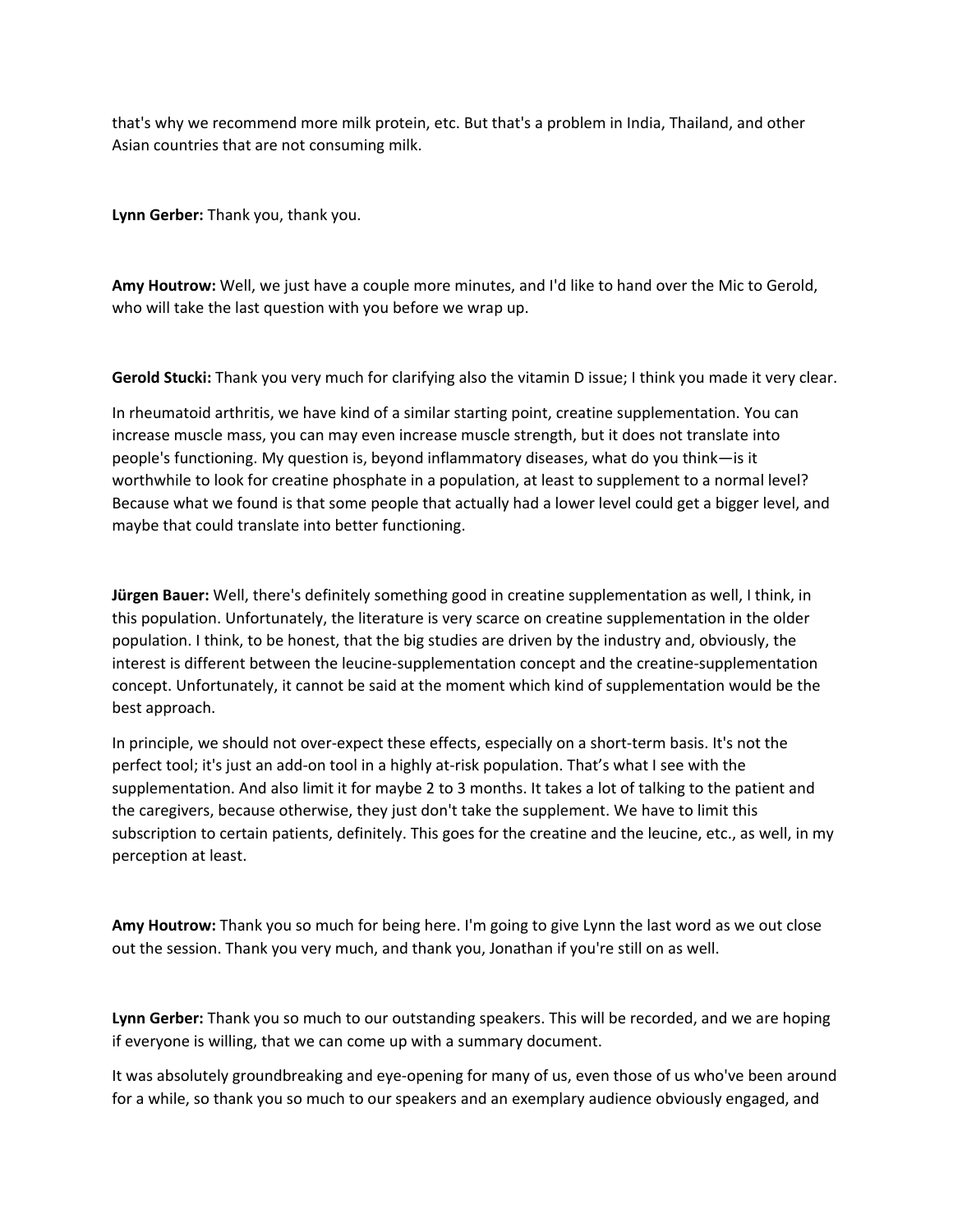that's why we recommend more milk protein, etc. But that's a problem in India, Thailand, and other Asian countries that are not consuming milk.

**Lynn Gerber:** Thank you, thank you.

**Amy Houtrow:** Well, we just have a couple more minutes, and I'd like to hand over the Mic to Gerold, who will take the last question with you before we wrap up.

**Gerold Stucki:** Thank you very much for clarifying also the vitamin D issue; I think you made it very clear.

In rheumatoid arthritis, we have kind of a similar starting point, creatine supplementation. You can increase muscle mass, you can may even increase muscle strength, but it does not translate into people's functioning. My question is, beyond inflammatory diseases, what do you think—is it worthwhile to look for creatine phosphate in a population, at least to supplement to a normal level? Because what we found is that some people that actually had a lower level could get a bigger level, and maybe that could translate into better functioning.

**Jürgen Bauer:** Well, there's definitely something good in creatine supplementation as well, I think, in this population. Unfortunately, the literature is very scarce on creatine supplementation in the older population. I think, to be honest, that the big studies are driven by the industry and, obviously, the interest is different between the leucine-supplementation concept and the creatine-supplementation concept. Unfortunately, it cannot be said at the moment which kind of supplementation would be the best approach.

In principle, we should not over-expect these effects, especially on a short-term basis. It's not the perfect tool; it's just an add-on tool in a highly at-risk population. That's what I see with the supplementation. And also limit it for maybe 2 to 3 months. It takes a lot of talking to the patient and the caregivers, because otherwise, they just don't take the supplement. We have to limit this subscription to certain patients, definitely. This goes for the creatine and the leucine, etc., as well, in my perception at least.

**Amy Houtrow:** Thank you so much for being here. I'm going to give Lynn the last word as we out close out the session. Thank you very much, and thank you, Jonathan if you're still on as well.

**Lynn Gerber:** Thank you so much to our outstanding speakers. This will be recorded, and we are hoping if everyone is willing, that we can come up with a summary document.

It was absolutely groundbreaking and eye-opening for many of us, even those of us who've been around for a while, so thank you so much to our speakers and an exemplary audience obviously engaged, and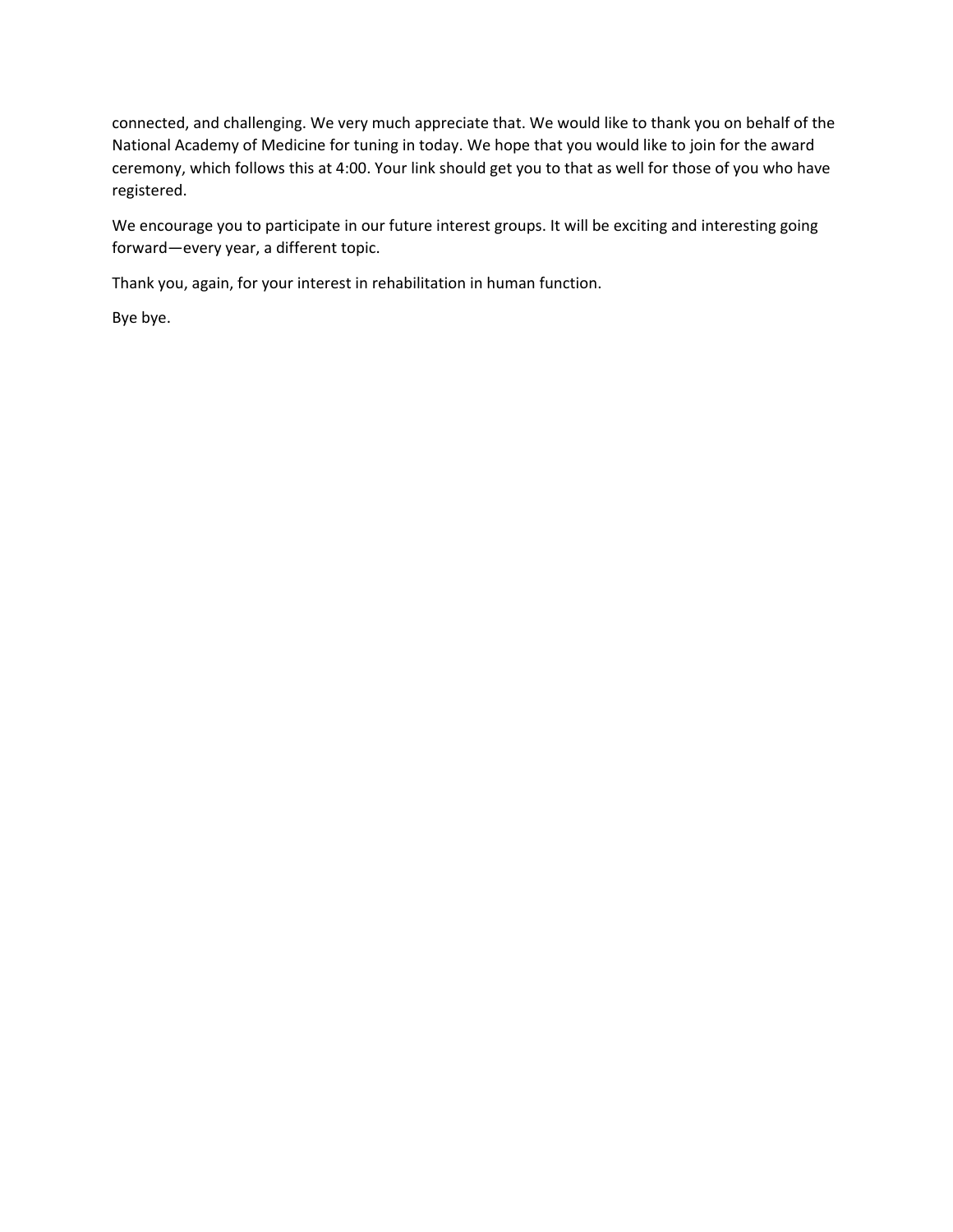connected, and challenging. We very much appreciate that. We would like to thank you on behalf of the National Academy of Medicine for tuning in today. We hope that you would like to join for the award ceremony, which follows this at 4:00. Your link should get you to that as well for those of you who have registered.

We encourage you to participate in our future interest groups. It will be exciting and interesting going forward—every year, a different topic.

Thank you, again, for your interest in rehabilitation in human function.

Bye bye.